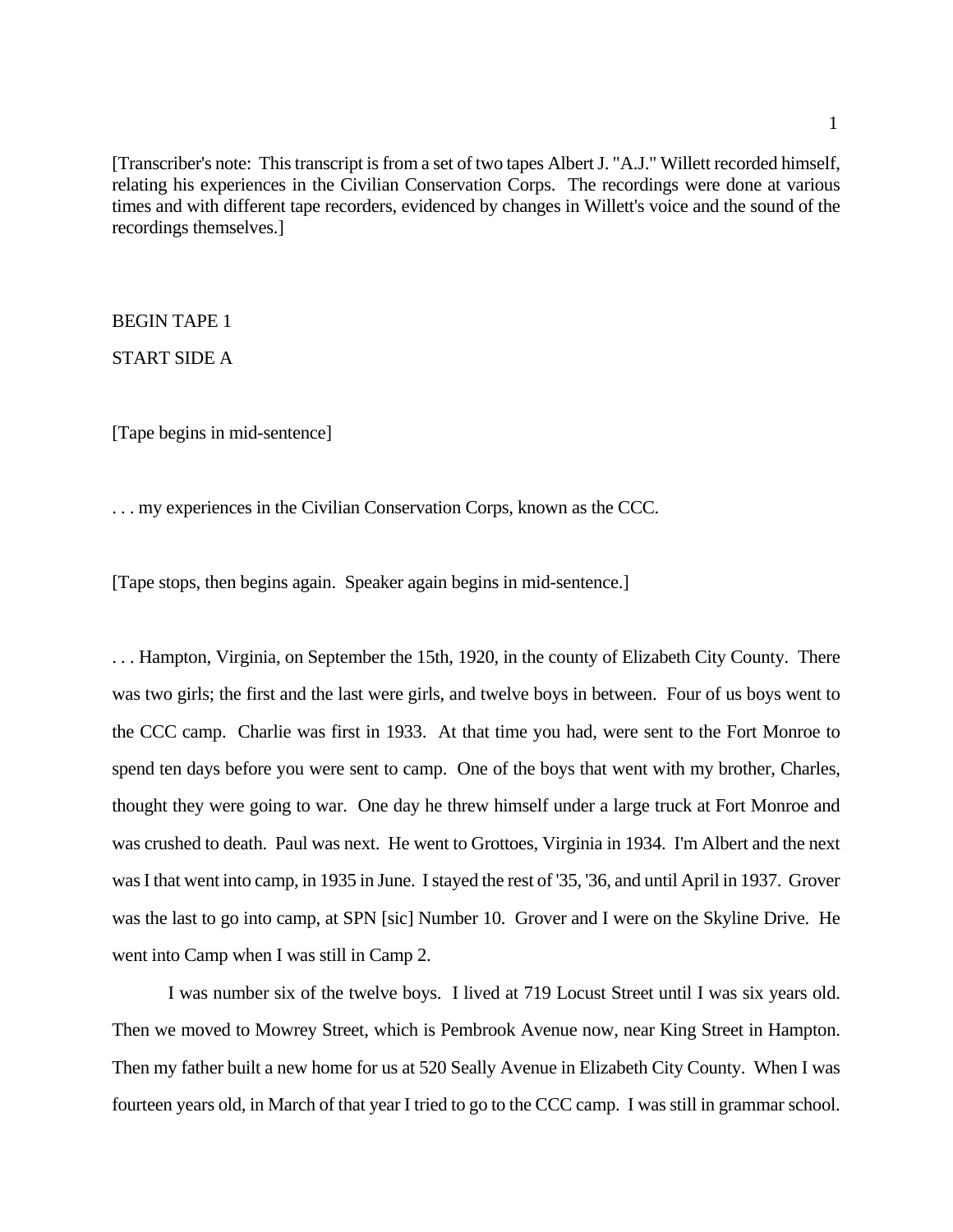[Transcriber's note: This transcript is from a set of two tapes Albert J. "A.J." Willett recorded himself, relating his experiences in the Civilian Conservation Corps. The recordings were done at various times and with different tape recorders, evidenced by changes in Willett's voice and the sound of the recordings themselves.]

BEGIN TAPE 1

START SIDE A

[Tape begins in mid-sentence]

. . . my experiences in the Civilian Conservation Corps, known as the CCC.

[Tape stops, then begins again. Speaker again begins in mid-sentence.]

. . . Hampton, Virginia, on September the 15th, 1920, in the county of Elizabeth City County. There was two girls; the first and the last were girls, and twelve boys in between. Four of us boys went to the CCC camp. Charlie was first in 1933. At that time you had, were sent to the Fort Monroe to spend ten days before you were sent to camp. One of the boys that went with my brother, Charles, thought they were going to war. One day he threw himself under a large truck at Fort Monroe and was crushed to death. Paul was next. He went to Grottoes, Virginia in 1934. I'm Albert and the next was I that went into camp, in 1935 in June. I stayed the rest of '35, '36, and until April in 1937. Grover was the last to go into camp, at SPN [sic] Number 10. Grover and I were on the Skyline Drive. He went into Camp when I was still in Camp 2.

I was number six of the twelve boys. I lived at 719 Locust Street until I was six years old. Then we moved to Mowrey Street, which is Pembrook Avenue now, near King Street in Hampton. Then my father built a new home for us at 520 Sealy Avenue in Elizabeth City County. When I was fourteen years old, in March of that year I tried to go to the CCC camp. I was still in grammar school.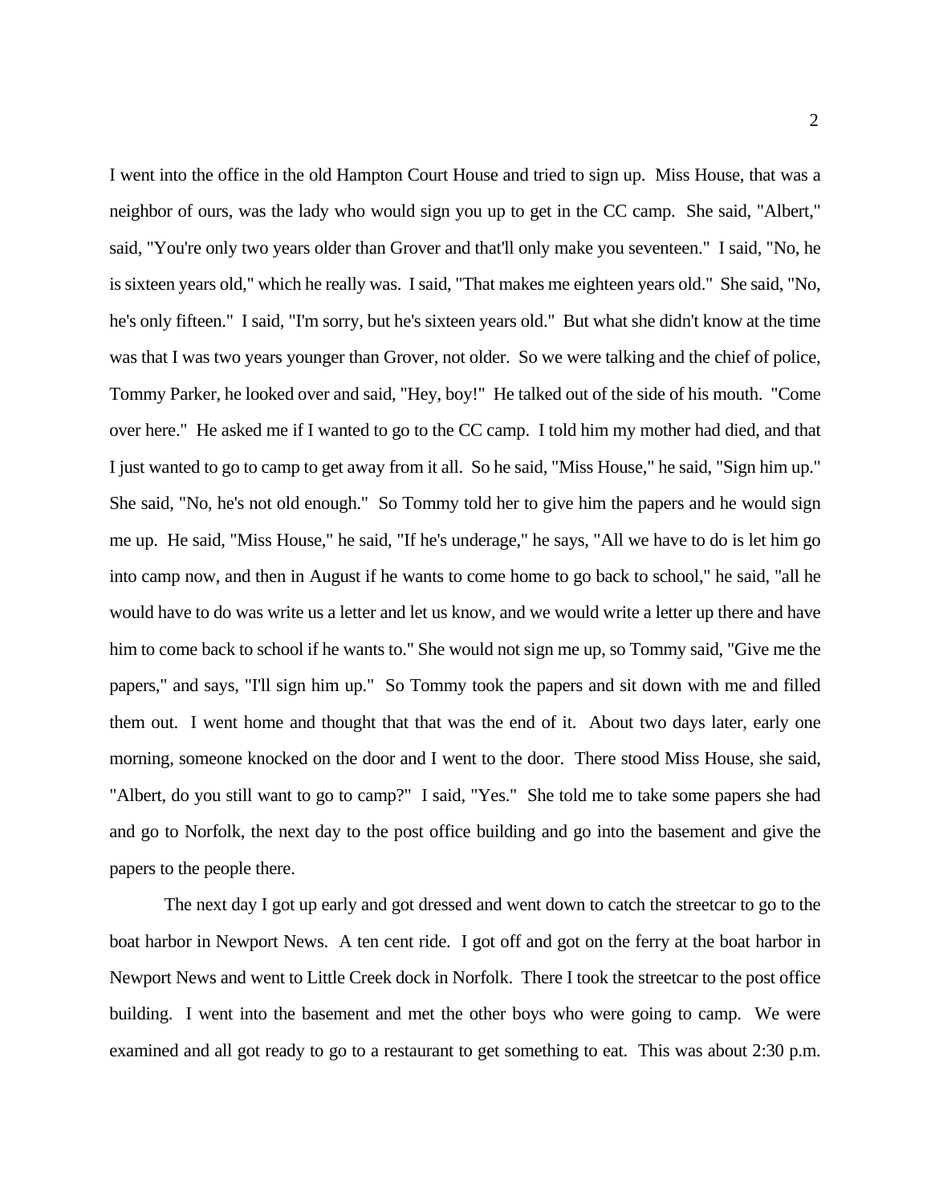I went into the office in the old Hampton Court House and tried to sign up. Miss House, that was a neighbor of ours, was the lady who would sign you up to get in the CC camp. She said, "Albert," said, "You're only two years older than Grover and that'll only make you seventeen." I said, "No, he is sixteen years old," which he really was. I said, "That makes me eighteen years old." She said, "No, he's only fifteen." I said, "I'm sorry, but he's sixteen years old." But what she didn't know at the time was that I was two years younger than Grover, not older. So we were talking and the chief of police, Tommy Parker, he looked over and said, "Hey, boy!" He talked out of the side of his mouth. "Come over here." He asked me if I wanted to go to the CC camp. I told him my mother had died, and that I just wanted to go to camp to get away from it all. So he said, "Miss House," he said, "Sign him up." She said, "No, he's not old enough." So Tommy told her to give him the papers and he would sign me up. He said, "Miss House," he said, "If he's underage," he says, "All we have to do is let him go into camp now, and then in August if he wants to come home to go back to school," he said, "all he would have to do was write us a letter and let us know, and we would write a letter up there and have him to come back to school if he wants to." She would not sign me up, so Tommy said, "Give me the papers," and says, "I'll sign him up." So Tommy took the papers and sit down with me and filled them out. I went home and thought that that was the end of it. About two days later, early one morning, someone knocked on the door and I went to the door. There stood Miss House, she said, "Albert, do you still want to go to camp?" I said, "Yes." She told me to take some papers she had and go to Norfolk, the next day to the post office building and go into the basement and give the papers to the people there.

The next day I got up early and got dressed and went down to catch the streetcar to go to the boat harbor in Newport News. A ten cent ride. I got off and got on the ferry at the boat harbor in Newport News and went to Little Creek dock in Norfolk. There I took the streetcar to the post office building. I went into the basement and met the other boys who were going to camp. We were examined and all got ready to go to a restaurant to get something to eat. This was about 2:30 p.m.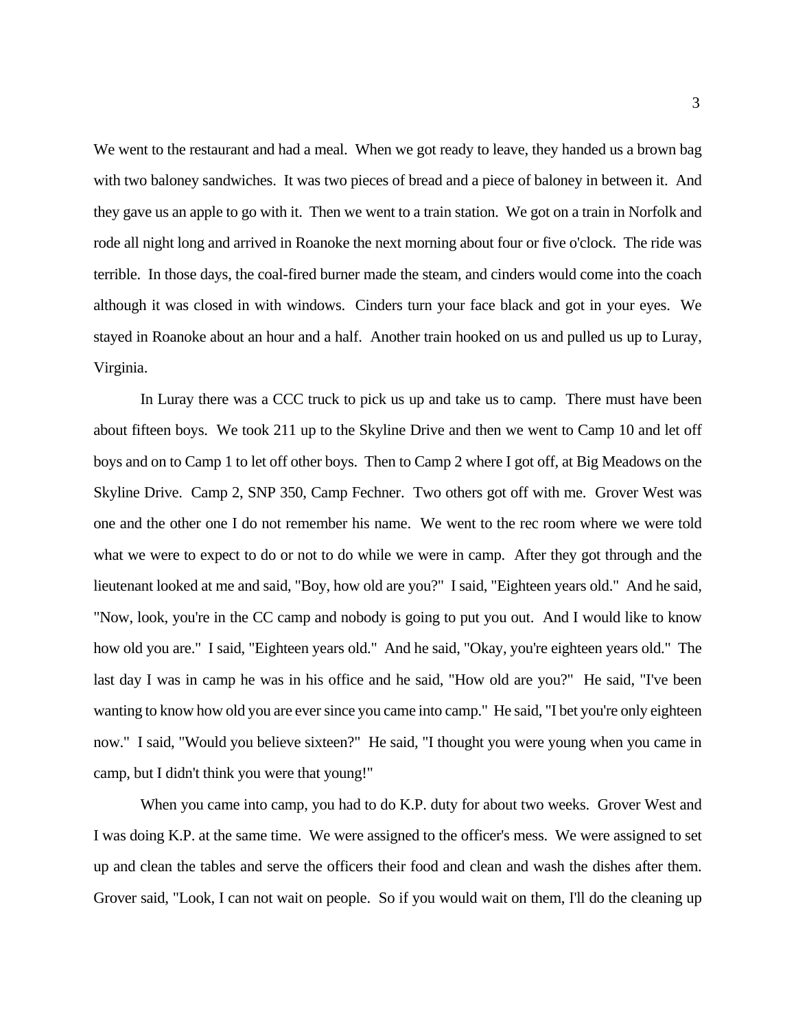We went to the restaurant and had a meal. When we got ready to leave, they handed us a brown bag with two baloney sandwiches. It was two pieces of bread and a piece of baloney in between it. And they gave us an apple to go with it. Then we went to a train station. We got on a train in Norfolk and rode all night long and arrived in Roanoke the next morning about four or five o'clock. The ride was terrible. In those days, the coal-fired burner made the steam, and cinders would come into the coach although it was closed in with windows. Cinders turn your face black and got in your eyes. We stayed in Roanoke about an hour and a half. Another train hooked on us and pulled us up to Luray, Virginia.

In Luray there was a CCC truck to pick us up and take us to camp. There must have been about fifteen boys. We took 211 up to the Skyline Drive and then we went to Camp 10 and let off boys and on to Camp 1 to let off other boys. Then to Camp 2 where I got off, at Big Meadows on the Skyline Drive. Camp 2, SNP 350, Camp Fechner. Two others got off with me. Grover West was one and the other one I do not remember his name. We went to the rec room where we were told what we were to expect to do or not to do while we were in camp. After they got through and the lieutenant looked at me and said, "Boy, how old are you?" I said, "Eighteen years old." And he said, "Now, look, you're in the CC camp and nobody is going to put you out. And I would like to know how old you are." I said, "Eighteen years old." And he said, "Okay, you're eighteen years old." The last day I was in camp he was in his office and he said, "How old are you?" He said, "I've been wanting to know how old you are ever since you came into camp." He said, "I bet you're only eighteen now." I said, "Would you believe sixteen?" He said, "I thought you were young when you came in camp, but I didn't think you were that young!"

When you came into camp, you had to do K.P. duty for about two weeks. Grover West and I was doing K.P. at the same time. We were assigned to the officer's mess. We were assigned to set up and clean the tables and serve the officers their food and clean and wash the dishes after them. Grover said, "Look, I can not wait on people. So if you would wait on them, I'll do the cleaning up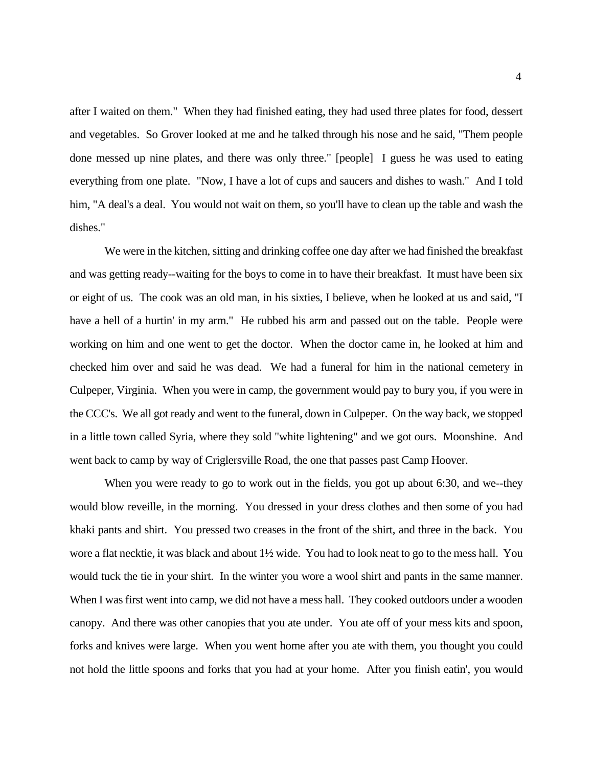after I waited on them." When they had finished eating, they had used three plates for food, dessert and vegetables. So Grover looked at me and he talked through his nose and he said, "Them people done messed up nine plates, and there was only three." [people] I guess he was used to eating everything from one plate. "Now, I have a lot of cups and saucers and dishes to wash." And I told him, "A deal's a deal. You would not wait on them, so you'll have to clean up the table and wash the dishes."

We were in the kitchen, sitting and drinking coffee one day after we had finished the breakfast and was getting ready--waiting for the boys to come in to have their breakfast. It must have been six or eight of us. The cook was an old man, in his sixties, I believe, when he looked at us and said, "I have a hell of a hurtin' in my arm." He rubbed his arm and passed out on the table. People were working on him and one went to get the doctor. When the doctor came in, he looked at him and checked him over and said he was dead. We had a funeral for him in the national cemetery in Culpeper, Virginia. When you were in camp, the government would pay to bury you, if you were in the CCC's. We all got ready and went to the funeral, down in Culpeper. On the way back, we stopped in a little town called Syria, where they sold "white lightening" and we got ours. Moonshine. And went back to camp by way of Criglersville Road, the one that passes past Camp Hoover.

When you were ready to go to work out in the fields, you got up about 6:30, and we--they would blow reveille, in the morning. You dressed in your dress clothes and then some of you had khaki pants and shirt. You pressed two creases in the front of the shirt, and three in the back. You wore a flat necktie, it was black and about 1½ wide. You had to look neat to go to the mess hall. You would tuck the tie in your shirt. In the winter you wore a wool shirt and pants in the same manner. When I was first went into camp, we did not have a mess hall. They cooked outdoors under a wooden canopy. And there was other canopies that you ate under. You ate off of your mess kits and spoon, forks and knives were large. When you went home after you ate with them, you thought you could not hold the little spoons and forks that you had at your home. After you finish eatin', you would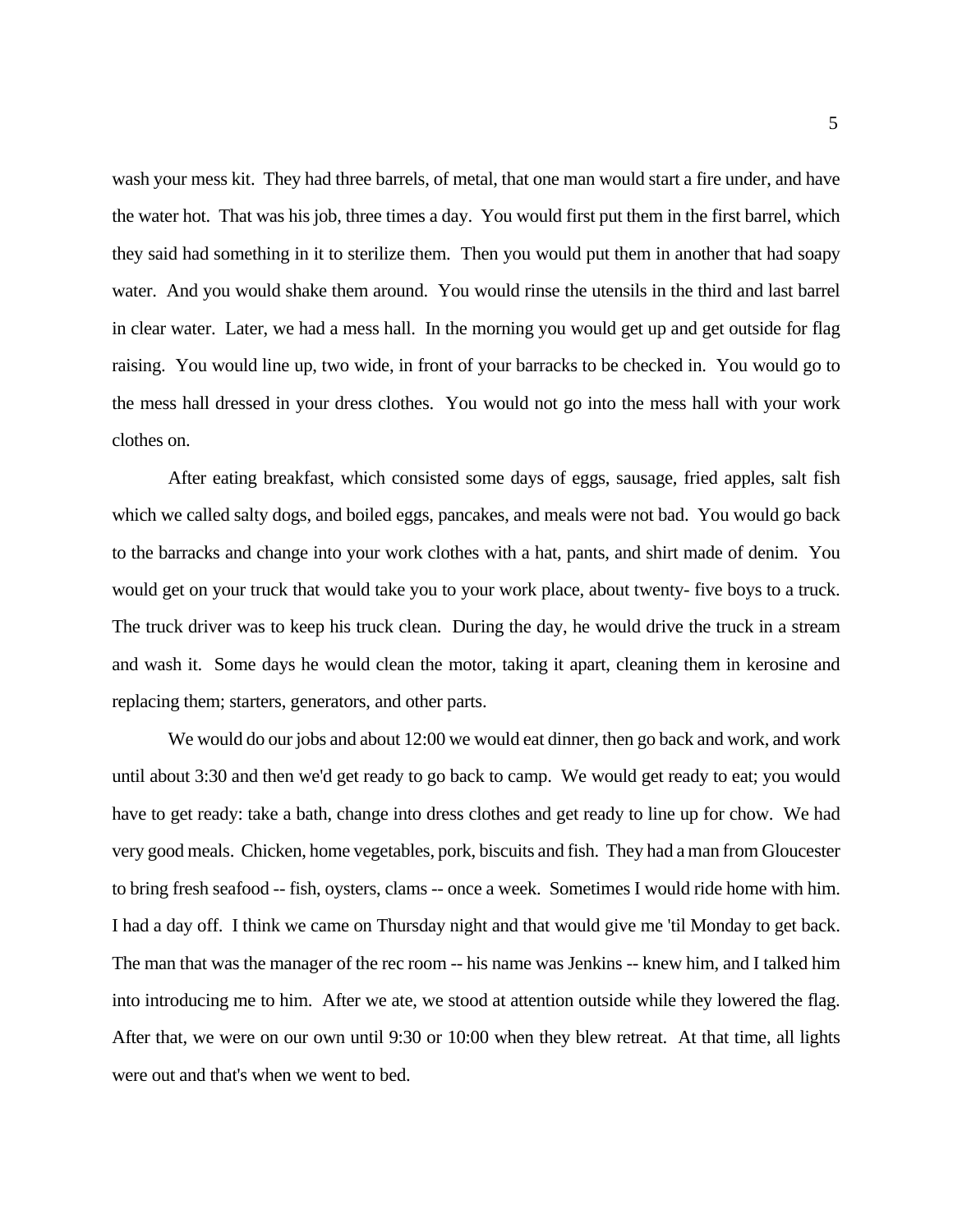wash your mess kit. They had three barrels, of metal, that one man would start a fire under, and have the water hot. That was his job, three times a day. You would first put them in the first barrel, which they said had something in it to sterilize them. Then you would put them in another that had soapy water. And you would shake them around. You would rinse the utensils in the third and last barrel in clear water. Later, we had a mess hall. In the morning you would get up and get outside for flag raising. You would line up, two wide, in front of your barracks to be checked in. You would go to the mess hall dressed in your dress clothes. You would not go into the mess hall with your work clothes on.

After eating breakfast, which consisted some days of eggs, sausage, fried apples, salt fish which we called salty dogs, and boiled eggs, pancakes, and meals were not bad. You would go back to the barracks and change into your work clothes with a hat, pants, and shirt made of denim. You would get on your truck that would take you to your work place, about twenty- five boys to a truck. The truck driver was to keep his truck clean. During the day, he would drive the truck in a stream and wash it. Some days he would clean the motor, taking it apart, cleaning them in kerosine and replacing them; starters, generators, and other parts.

We would do our jobs and about 12:00 we would eat dinner, then go back and work, and work until about 3:30 and then we'd get ready to go back to camp. We would get ready to eat; you would have to get ready: take a bath, change into dress clothes and get ready to line up for chow. We had very good meals. Chicken, home vegetables, pork, biscuits and fish. They had a man from Gloucester to bring fresh seafood -- fish, oysters, clams -- once a week. Sometimes I would ride home with him. I had a day off. I think we came on Thursday night and that would give me 'til Monday to get back. The man that was the manager of the rec room -- his name was Jenkins -- knew him, and I talked him into introducing me to him. After we ate, we stood at attention outside while they lowered the flag. After that, we were on our own until 9:30 or 10:00 when they blew retreat. At that time, all lights were out and that's when we went to bed.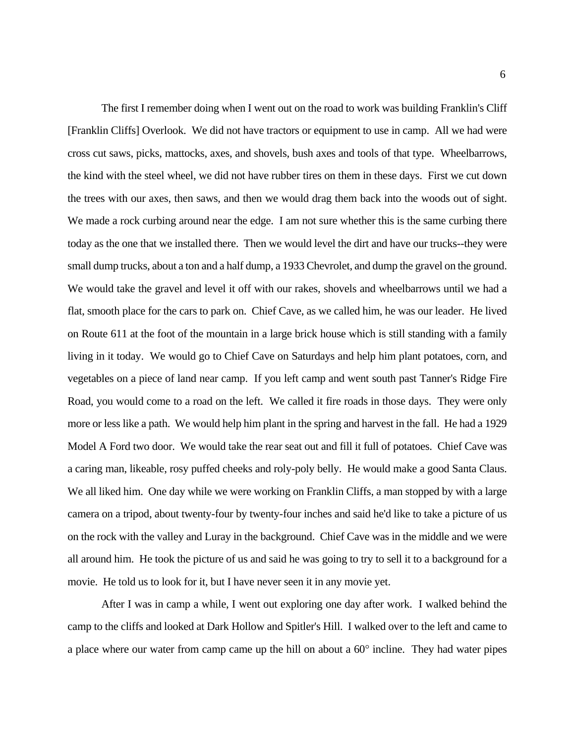The first I remember doing when I went out on the road to work was building Franklin's Cliff [Franklin Cliffs] Overlook. We did not have tractors or equipment to use in camp. All we had were cross cut saws, picks, mattocks, axes, and shovels, bush axes and tools of that type. Wheelbarrows, the kind with the steel wheel, we did not have rubber tires on them in these days. First we cut down the trees with our axes, then saws, and then we would drag them back into the woods out of sight. We made a rock curbing around near the edge. I am not sure whether this is the same curbing there today as the one that we installed there. Then we would level the dirt and have our trucks--they were small dump trucks, about a ton and a half dump, a 1933 Chevrolet, and dump the gravel on the ground. We would take the gravel and level it off with our rakes, shovels and wheelbarrows until we had a flat, smooth place for the cars to park on. Chief Cave, as we called him, he was our leader. He lived on Route 611 at the foot of the mountain in a large brick house which is still standing with a family living in it today. We would go to Chief Cave on Saturdays and help him plant potatoes, corn, and vegetables on a piece of land near camp. If you left camp and went south past Tanner's Ridge Fire Road, you would come to a road on the left. We called it fire roads in those days. They were only more or less like a path. We would help him plant in the spring and harvest in the fall. He had a 1929 Model A Ford two door. We would take the rear seat out and fill it full of potatoes. Chief Cave was a caring man, likeable, rosy puffed cheeks and roly-poly belly. He would make a good Santa Claus. We all liked him. One day while we were working on Franklin Cliffs, a man stopped by with a large camera on a tripod, about twenty-four by twenty-four inches and said he'd like to take a picture of us on the rock with the valley and Luray in the background. Chief Cave was in the middle and we were all around him. He took the picture of us and said he was going to try to sell it to a background for a movie. He told us to look for it, but I have never seen it in any movie yet.

After I was in camp a while, I went out exploring one day after work. I walked behind the camp to the cliffs and looked at Dark Hollow and Spitler's Hill. I walked over to the left and came to a place where our water from camp came up the hill on about a 60° incline. They had water pipes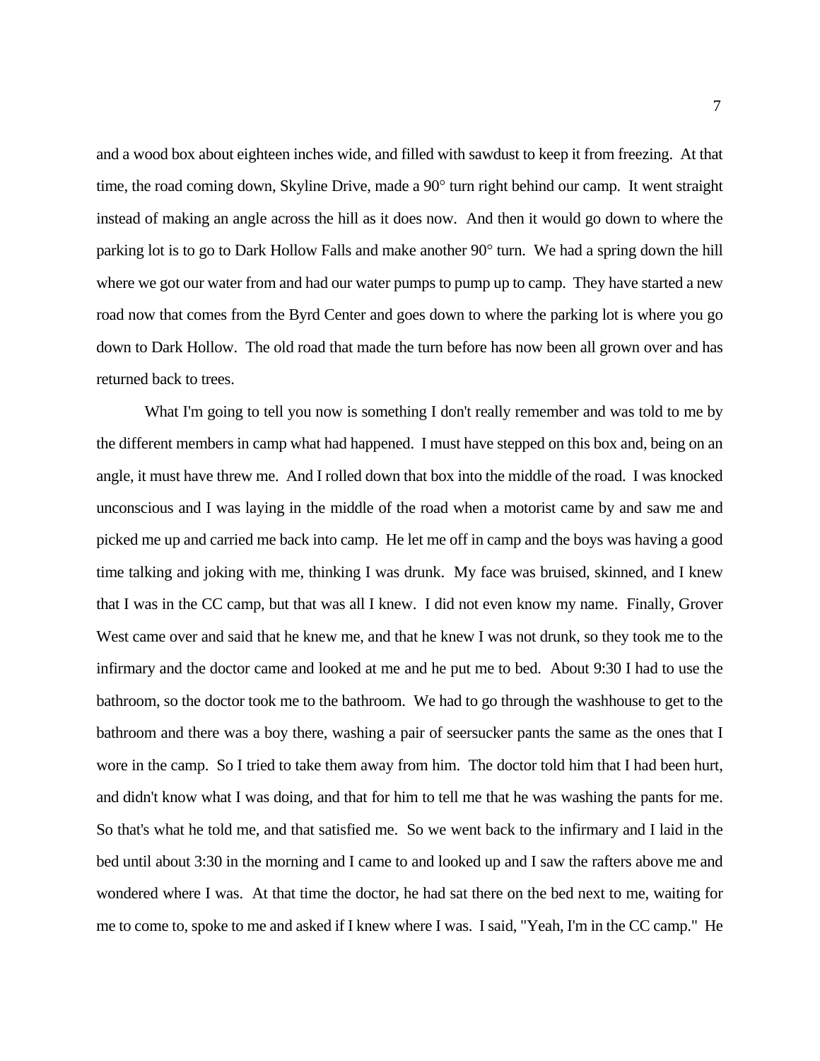and a wood box about eighteen inches wide, and filled with sawdust to keep it from freezing. At that time, the road coming down, Skyline Drive, made a 90° turn right behind our camp. It went straight instead of making an angle across the hill as it does now. And then it would go down to where the parking lot is to go to Dark Hollow Falls and make another 90° turn. We had a spring down the hill where we got our water from and had our water pumps to pump up to camp. They have started a new road now that comes from the Byrd Center and goes down to where the parking lot is where you go down to Dark Hollow. The old road that made the turn before has now been all grown over and has returned back to trees.

What I'm going to tell you now is something I don't really remember and was told to me by the different members in camp what had happened. I must have stepped on this box and, being on an angle, it must have threw me. And I rolled down that box into the middle of the road. I was knocked unconscious and I was laying in the middle of the road when a motorist came by and saw me and picked me up and carried me back into camp. He let me off in camp and the boys was having a good time talking and joking with me, thinking I was drunk. My face was bruised, skinned, and I knew that I was in the CC camp, but that was all I knew. I did not even know my name. Finally, Grover West came over and said that he knew me, and that he knew I was not drunk, so they took me to the infirmary and the doctor came and looked at me and he put me to bed. About 9:30 I had to use the bathroom, so the doctor took me to the bathroom. We had to go through the washhouse to get to the bathroom and there was a boy there, washing a pair of seersucker pants the same as the ones that I wore in the camp. So I tried to take them away from him. The doctor told him that I had been hurt, and didn't know what I was doing, and that for him to tell me that he was washing the pants for me. So that's what he told me, and that satisfied me. So we went back to the infirmary and I laid in the bed until about 3:30 in the morning and I came to and looked up and I saw the rafters above me and wondered where I was. At that time the doctor, he had sat there on the bed next to me, waiting for me to come to, spoke to me and asked if I knew where I was. I said, "Yeah, I'm in the CC camp." He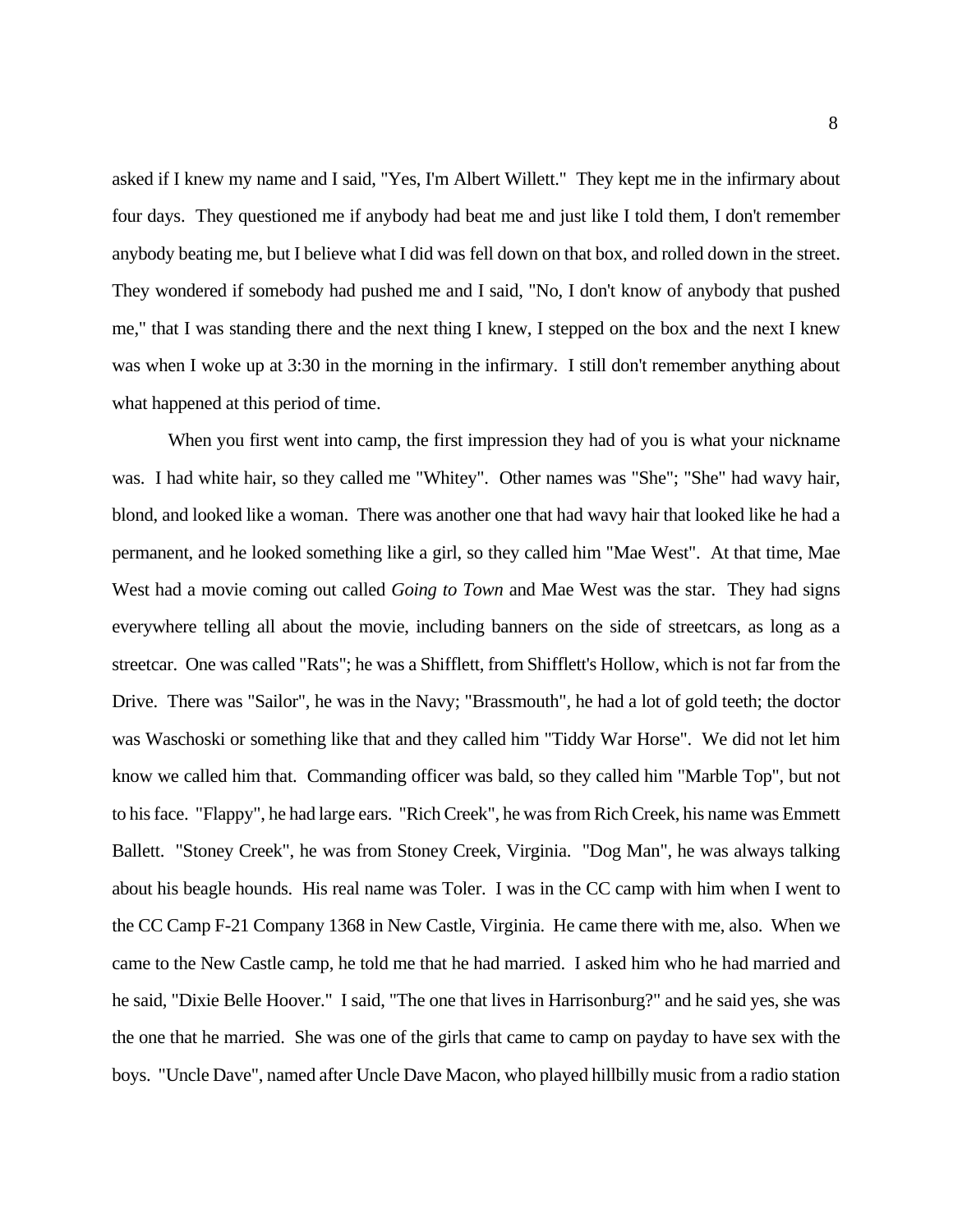asked if I knew my name and I said, "Yes, I'm Albert Willett." They kept me in the infirmary about four days. They questioned me if anybody had beat me and just like I told them, I don't remember anybody beating me, but I believe what I did was fell down on that box, and rolled down in the street. They wondered if somebody had pushed me and I said, "No, I don't know of anybody that pushed me," that I was standing there and the next thing I knew, I stepped on the box and the next I knew was when I woke up at 3:30 in the morning in the infirmary. I still don't remember anything about what happened at this period of time.

When you first went into camp, the first impression they had of you is what your nickname was. I had white hair, so they called me "Whitey". Other names was "She"; "She" had wavy hair, blond, and looked like a woman. There was another one that had wavy hair that looked like he had a permanent, and he looked something like a girl, so they called him "Mae West". At that time, Mae West had a movie coming out called *Going to Town* and Mae West was the star. They had signs everywhere telling all about the movie, including banners on the side of streetcars, as long as a streetcar. One was called "Rats"; he was a Shifflett, from Shifflett's Hollow, which is not far from the Drive. There was "Sailor", he was in the Navy; "Brassmouth", he had a lot of gold teeth; the doctor was Waschoski or something like that and they called him "Tiddy War Horse". We did not let him know we called him that. Commanding officer was bald, so they called him "Marble Top", but not to his face. "Flappy", he had large ears. "Rich Creek", he was from Rich Creek, his name was Emmett Ballett. "Stoney Creek", he was from Stoney Creek, Virginia. "Dog Man", he was always talking about his beagle hounds. His real name was Toler. I was in the CC camp with him when I went to the CC Camp F-21 Company 1368 in New Castle, Virginia. He came there with me, also. When we came to the New Castle camp, he told me that he had married. I asked him who he had married and he said, "Dixie Belle Hoover." I said, "The one that lives in Harrisonburg?" and he said yes, she was the one that he married. She was one of the girls that came to camp on payday to have sex with the boys. "Uncle Dave", named after Uncle Dave Macon, who played hillbilly music from a radio station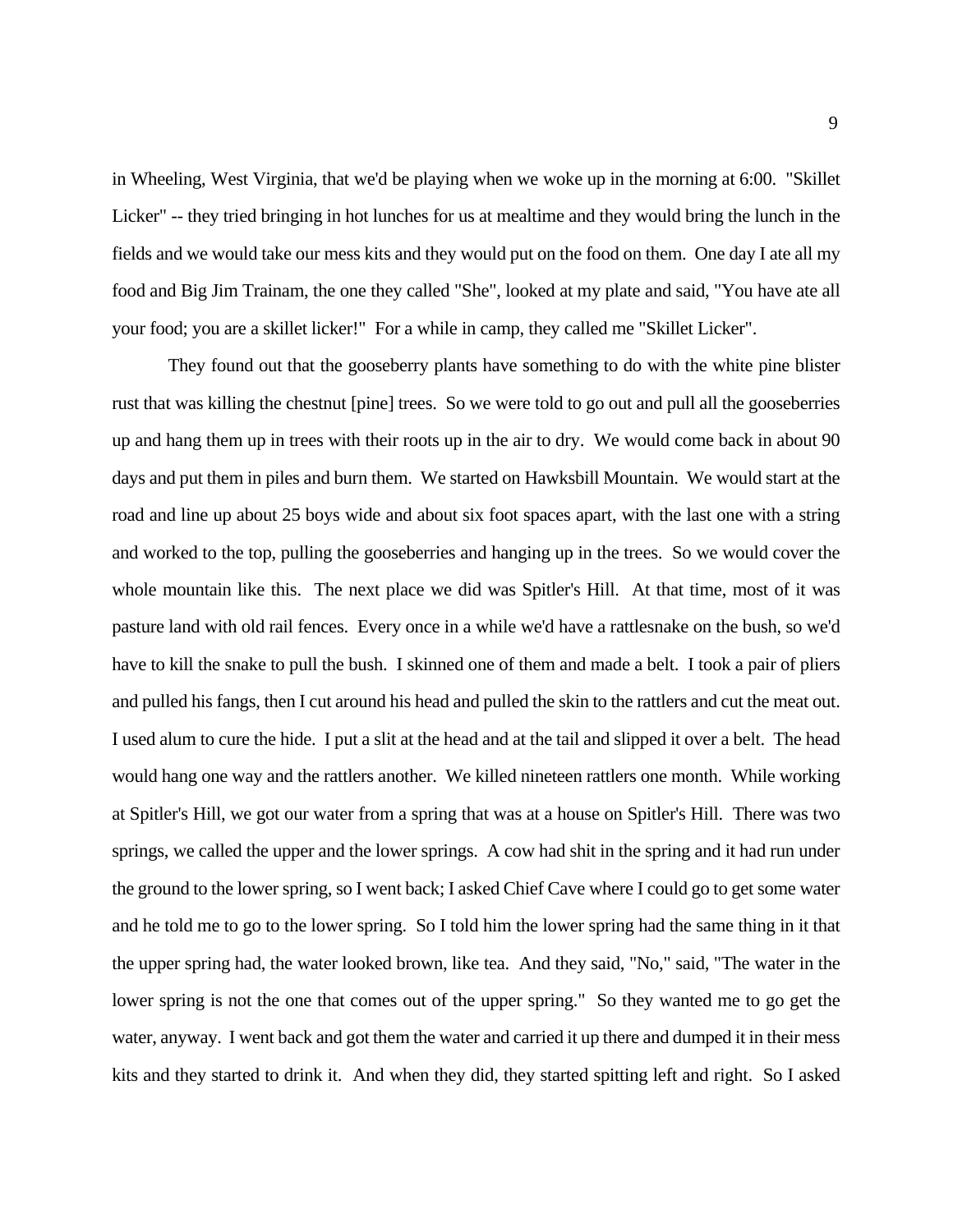in Wheeling, West Virginia, that we'd be playing when we woke up in the morning at 6:00. "Skillet Licker" -- they tried bringing in hot lunches for us at mealtime and they would bring the lunch in the fields and we would take our mess kits and they would put on the food on them. One day I ate all my food and Big Jim Trainam, the one they called "She", looked at my plate and said, "You have ate all your food; you are a skillet licker!" For a while in camp, they called me "Skillet Licker".

They found out that the gooseberry plants have something to do with the white pine blister rust that was killing the chestnut [pine] trees. So we were told to go out and pull all the gooseberries up and hang them up in trees with their roots up in the air to dry. We would come back in about 90 days and put them in piles and burn them. We started on Hawksbill Mountain. We would start at the road and line up about 25 boys wide and about six foot spaces apart, with the last one with a string and worked to the top, pulling the gooseberries and hanging up in the trees. So we would cover the whole mountain like this. The next place we did was Spitler's Hill. At that time, most of it was pasture land with old rail fences. Every once in a while we'd have a rattlesnake on the bush, so we'd have to kill the snake to pull the bush. I skinned one of them and made a belt. I took a pair of pliers and pulled his fangs, then I cut around his head and pulled the skin to the rattlers and cut the meat out. I used alum to cure the hide. I put a slit at the head and at the tail and slipped it over a belt. The head would hang one way and the rattlers another. We killed nineteen rattlers one month. While working at Spitler's Hill, we got our water from a spring that was at a house on Spitler's Hill. There was two springs, we called the upper and the lower springs. A cow had shit in the spring and it had run under the ground to the lower spring, so I went back; I asked Chief Cave where I could go to get some water and he told me to go to the lower spring. So I told him the lower spring had the same thing in it that the upper spring had, the water looked brown, like tea. And they said, "No," said, "The water in the lower spring is not the one that comes out of the upper spring." So they wanted me to go get the water, anyway. I went back and got them the water and carried it up there and dumped it in their mess kits and they started to drink it. And when they did, they started spitting left and right. So I asked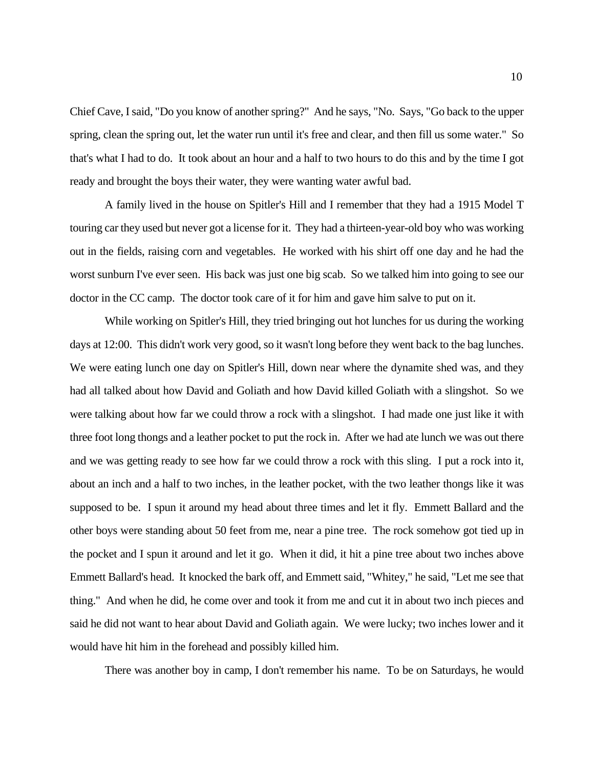Chief Cave, I said, "Do you know of another spring?" And he says, "No. Says, "Go back to the upper spring, clean the spring out, let the water run until it's free and clear, and then fill us some water." So that's what I had to do. It took about an hour and a half to two hours to do this and by the time I got ready and brought the boys their water, they were wanting water awful bad.

A family lived in the house on Spitler's Hill and I remember that they had a 1915 Model T touring car they used but never got a license for it. They had a thirteen-year-old boy who was working out in the fields, raising corn and vegetables. He worked with his shirt off one day and he had the worst sunburn I've ever seen. His back was just one big scab. So we talked him into going to see our doctor in the CC camp. The doctor took care of it for him and gave him salve to put on it.

While working on Spitler's Hill, they tried bringing out hot lunches for us during the working days at 12:00. This didn't work very good, so it wasn't long before they went back to the bag lunches. We were eating lunch one day on Spitler's Hill, down near where the dynamite shed was, and they had all talked about how David and Goliath and how David killed Goliath with a slingshot. So we were talking about how far we could throw a rock with a slingshot. I had made one just like it with three foot long thongs and a leather pocket to put the rock in. After we had ate lunch we was out there and we was getting ready to see how far we could throw a rock with this sling. I put a rock into it, about an inch and a half to two inches, in the leather pocket, with the two leather thongs like it was supposed to be. I spun it around my head about three times and let it fly. Emmett Ballard and the other boys were standing about 50 feet from me, near a pine tree. The rock somehow got tied up in the pocket and I spun it around and let it go. When it did, it hit a pine tree about two inches above Emmett Ballard's head. It knocked the bark off, and Emmett said, "Whitey," he said, "Let me see that thing." And when he did, he come over and took it from me and cut it in about two inch pieces and said he did not want to hear about David and Goliath again. We were lucky; two inches lower and it would have hit him in the forehead and possibly killed him.

There was another boy in camp, I don't remember his name. To be on Saturdays, he would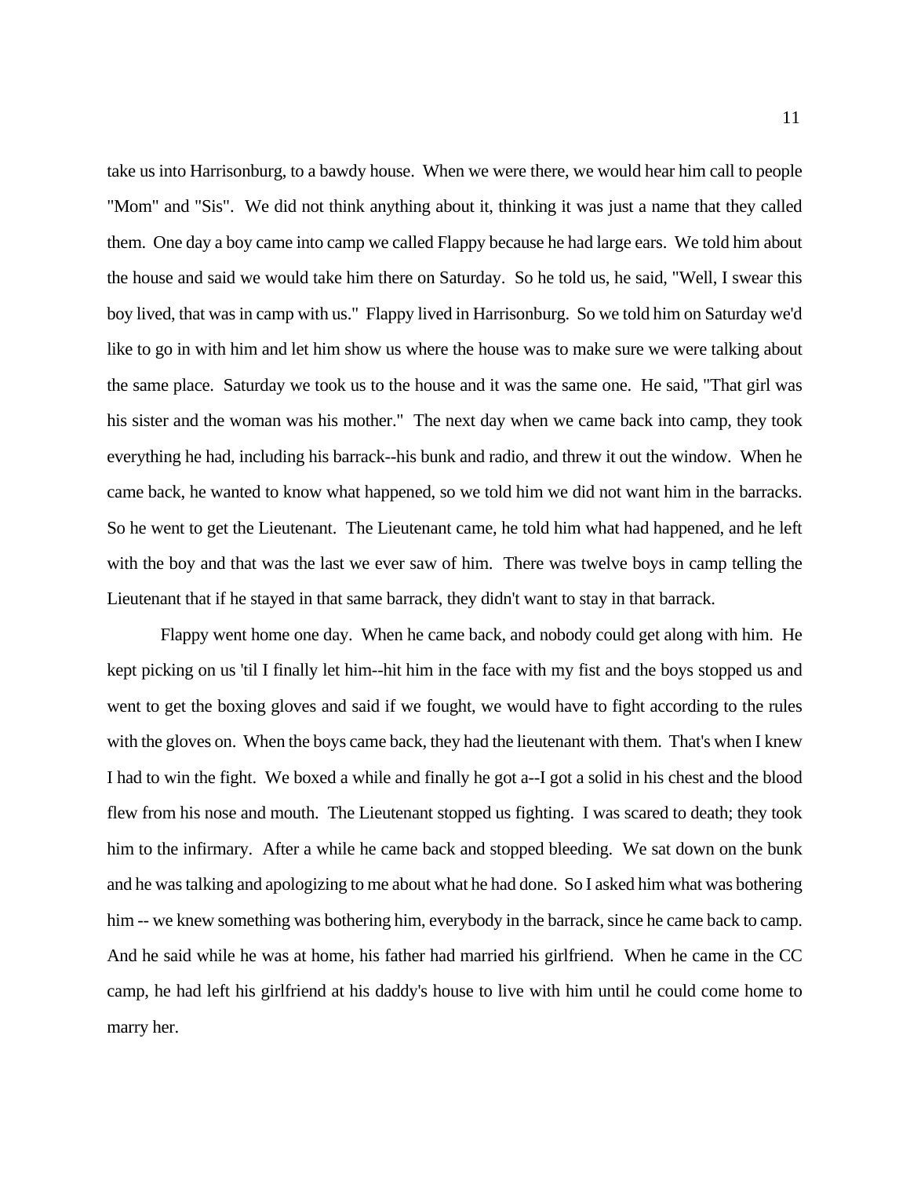take us into Harrisonburg, to a bawdy house. When we were there, we would hear him call to people "Mom" and "Sis". We did not think anything about it, thinking it was just a name that they called them. One day a boy came into camp we called Flappy because he had large ears. We told him about the house and said we would take him there on Saturday. So he told us, he said, "Well, I swear this boy lived, that was in camp with us." Flappy lived in Harrisonburg. So we told him on Saturday we'd like to go in with him and let him show us where the house was to make sure we were talking about the same place. Saturday we took us to the house and it was the same one. He said, "That girl was his sister and the woman was his mother." The next day when we came back into camp, they took everything he had, including his barrack--his bunk and radio, and threw it out the window. When he came back, he wanted to know what happened, so we told him we did not want him in the barracks. So he went to get the Lieutenant. The Lieutenant came, he told him what had happened, and he left with the boy and that was the last we ever saw of him. There was twelve boys in camp telling the Lieutenant that if he stayed in that same barrack, they didn't want to stay in that barrack.

Flappy went home one day. When he came back, and nobody could get along with him. He kept picking on us 'til I finally let him--hit him in the face with my fist and the boys stopped us and went to get the boxing gloves and said if we fought, we would have to fight according to the rules with the gloves on. When the boys came back, they had the lieutenant with them. That's when I knew I had to win the fight. We boxed a while and finally he got a--I got a solid in his chest and the blood flew from his nose and mouth. The Lieutenant stopped us fighting. I was scared to death; they took him to the infirmary. After a while he came back and stopped bleeding. We sat down on the bunk and he was talking and apologizing to me about what he had done. So I asked him what was bothering him -- we knew something was bothering him, everybody in the barrack, since he came back to camp. And he said while he was at home, his father had married his girlfriend. When he came in the CC camp, he had left his girlfriend at his daddy's house to live with him until he could come home to marry her.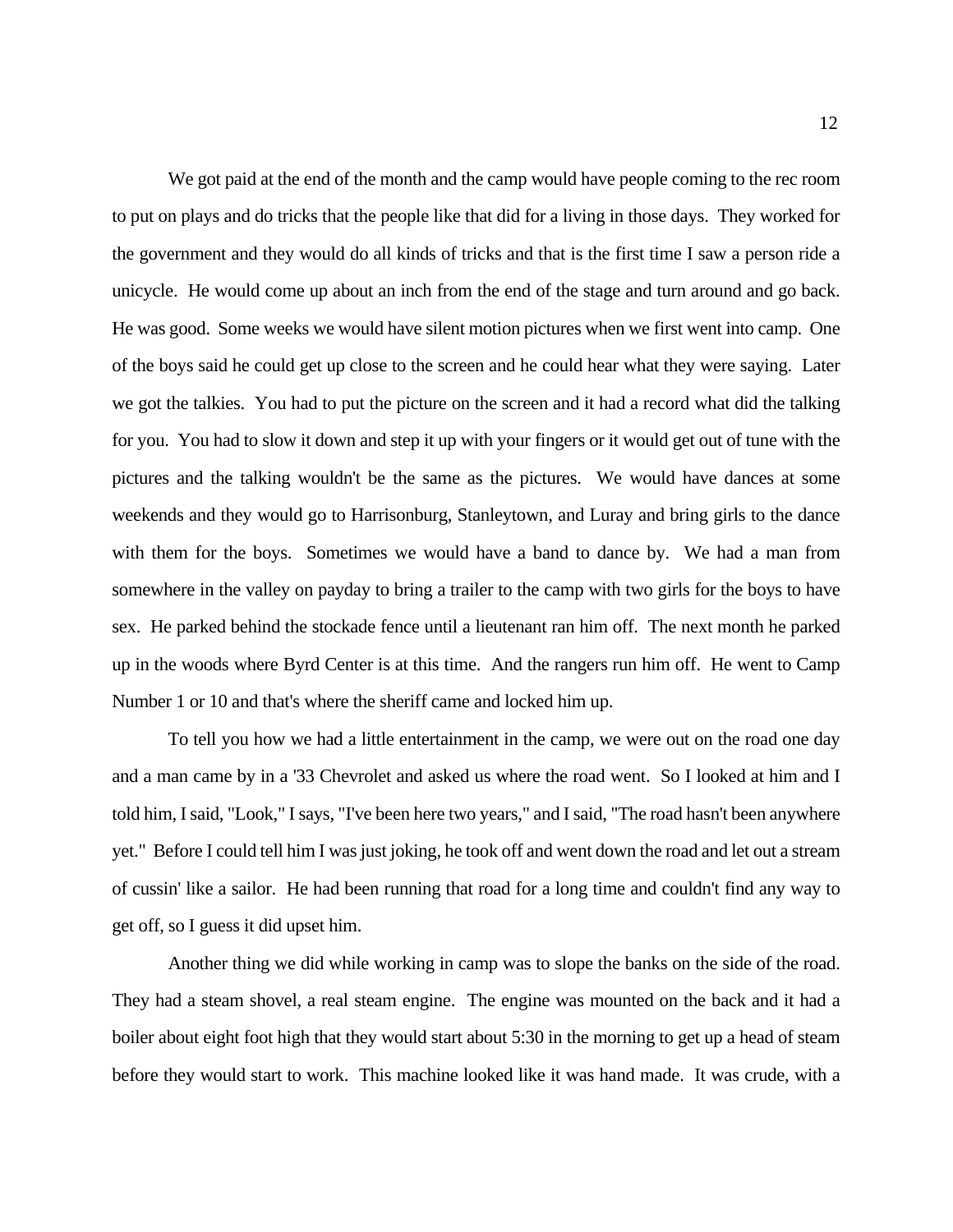We got paid at the end of the month and the camp would have people coming to the rec room to put on plays and do tricks that the people like that did for a living in those days. They worked for the government and they would do all kinds of tricks and that is the first time I saw a person ride a unicycle. He would come up about an inch from the end of the stage and turn around and go back. He was good. Some weeks we would have silent motion pictures when we first went into camp. One of the boys said he could get up close to the screen and he could hear what they were saying. Later we got the talkies. You had to put the picture on the screen and it had a record what did the talking for you. You had to slow it down and step it up with your fingers or it would get out of tune with the pictures and the talking wouldn't be the same as the pictures. We would have dances at some weekends and they would go to Harrisonburg, Stanleytown, and Luray and bring girls to the dance with them for the boys. Sometimes we would have a band to dance by. We had a man from somewhere in the valley on payday to bring a trailer to the camp with two girls for the boys to have sex. He parked behind the stockade fence until a lieutenant ran him off. The next month he parked up in the woods where Byrd Center is at this time. And the rangers run him off. He went to Camp Number 1 or 10 and that's where the sheriff came and locked him up.

To tell you how we had a little entertainment in the camp, we were out on the road one day and a man came by in a '33 Chevrolet and asked us where the road went. So I looked at him and I told him, I said, "Look," I says, "I've been here two years," and I said, "The road hasn't been anywhere yet." Before I could tell him I was just joking, he took off and went down the road and let out a stream of cussin' like a sailor. He had been running that road for a long time and couldn't find any way to get off, so I guess it did upset him.

Another thing we did while working in camp was to slope the banks on the side of the road. They had a steam shovel, a real steam engine. The engine was mounted on the back and it had a boiler about eight foot high that they would start about 5:30 in the morning to get up a head of steam before they would start to work. This machine looked like it was hand made. It was crude, with a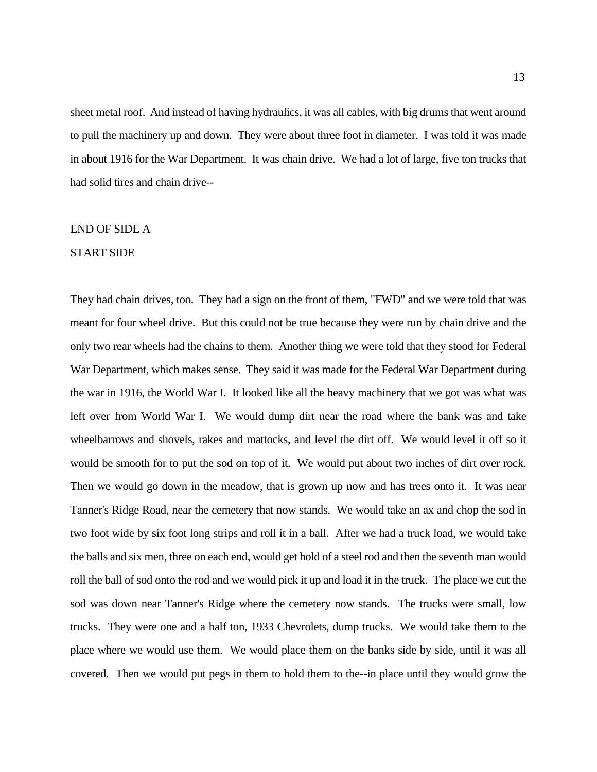sheet metal roof. And instead of having hydraulics, it was all cables, with big drums that went around to pull the machinery up and down. They were about three foot in diameter. I was told it was made in about 1916 for the War Department. It was chain drive. We had a lot of large, five ton trucks that had solid tires and chain drive--

END OF SIDE A

START SIDE

They had chain drives, too. They had a sign on the front of them, "FWD" and we were told that was meant for four wheel drive. But this could not be true because they were run by chain drive and the only two rear wheels had the chains to them. Another thing we were told that they stood for Federal War Department, which makes sense. They said it was made for the Federal War Department during the war in 1916, the World War I. It looked like all the heavy machinery that we got was what was left over from World War I. We would dump dirt near the road where the bank was and take wheelbarrows and shovels, rakes and mattocks, and level the dirt off. We would level it off so it would be smooth for to put the sod on top of it. We would put about two inches of dirt over rock. Then we would go down in the meadow, that is grown up now and has trees onto it. It was near Tanner's Ridge Road, near the cemetery that now stands. We would take an ax and chop the sod in two foot wide by six foot long strips and roll it in a ball. After we had a truck load, we would take the balls and six men, three on each end, would get hold of a steel rod and then the seventh man would roll the ball of sod onto the rod and we would pick it up and load it in the truck. The place we cut the sod was down near Tanner's Ridge where the cemetery now stands. The trucks were small, low trucks. They were one and a half ton, 1933 Chevrolets, dump trucks. We would take them to the place where we would use them. We would place them on the banks side by side, until it was all covered. Then we would put pegs in them to hold them to the--in place until they would grow the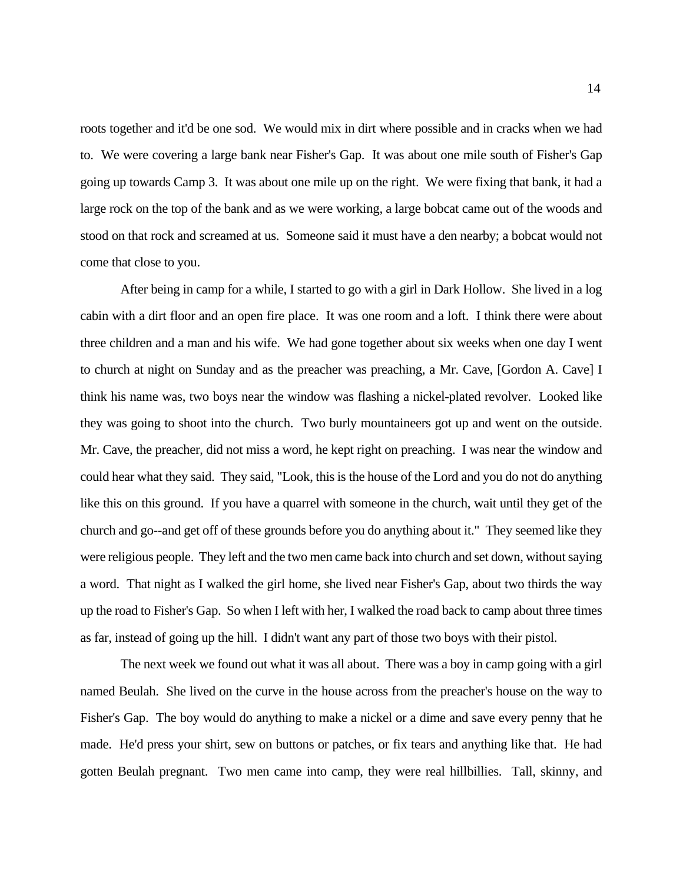roots together and it'd be one sod. We would mix in dirt where possible and in cracks when we had to. We were covering a large bank near Fisher's Gap. It was about one mile south of Fisher's Gap going up towards Camp 3. It was about one mile up on the right. We were fixing that bank, it had a large rock on the top of the bank and as we were working, a large bobcat came out of the woods and stood on that rock and screamed at us. Someone said it must have a den nearby; a bobcat would not come that close to you.

After being in camp for a while, I started to go with a girl in Dark Hollow. She lived in a log cabin with a dirt floor and an open fire place. It was one room and a loft. I think there were about three children and a man and his wife. We had gone together about six weeks when one day I went to church at night on Sunday and as the preacher was preaching, a Mr. Cave, [Gordon A. Cave] I think his name was, two boys near the window was flashing a nickel-plated revolver. Looked like they was going to shoot into the church. Two burly mountaineers got up and went on the outside. Mr. Cave, the preacher, did not miss a word, he kept right on preaching. I was near the window and could hear what they said. They said, "Look, this is the house of the Lord and you do not do anything like this on this ground. If you have a quarrel with someone in the church, wait until they get of the church and go--and get off of these grounds before you do anything about it." They seemed like they were religious people. They left and the two men came back into church and set down, without saying a word. That night as I walked the girl home, she lived near Fisher's Gap, about two thirds the way up the road to Fisher's Gap. So when I left with her, I walked the road back to camp about three times as far, instead of going up the hill. I didn't want any part of those two boys with their pistol.

The next week we found out what it was all about. There was a boy in camp going with a girl named Beulah. She lived on the curve in the house across from the preacher's house on the way to Fisher's Gap. The boy would do anything to make a nickel or a dime and save every penny that he made. He'd press your shirt, sew on buttons or patches, or fix tears and anything like that. He had gotten Beulah pregnant. Two men came into camp, they were real hillbillies. Tall, skinny, and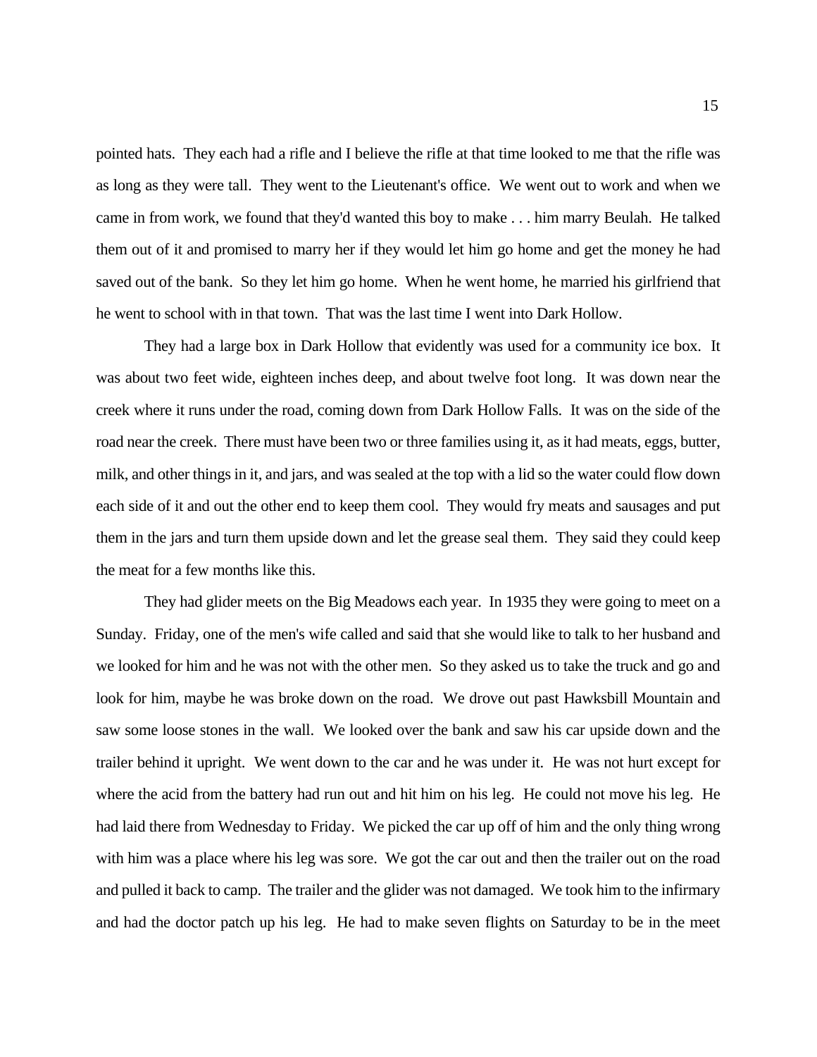pointed hats. They each had a rifle and I believe the rifle at that time looked to me that the rifle was as long as they were tall. They went to the Lieutenant's office. We went out to work and when we came in from work, we found that they'd wanted this boy to make . . . him marry Beulah. He talked them out of it and promised to marry her if they would let him go home and get the money he had saved out of the bank. So they let him go home. When he went home, he married his girlfriend that he went to school with in that town. That was the last time I went into Dark Hollow.

They had a large box in Dark Hollow that evidently was used for a community ice box. It was about two feet wide, eighteen inches deep, and about twelve foot long. It was down near the creek where it runs under the road, coming down from Dark Hollow Falls. It was on the side of the road near the creek. There must have been two or three families using it, as it had meats, eggs, butter, milk, and other things in it, and jars, and was sealed at the top with a lid so the water could flow down each side of it and out the other end to keep them cool. They would fry meats and sausages and put them in the jars and turn them upside down and let the grease seal them. They said they could keep the meat for a few months like this.

They had glider meets on the Big Meadows each year. In 1935 they were going to meet on a Sunday. Friday, one of the men's wife called and said that she would like to talk to her husband and we looked for him and he was not with the other men. So they asked us to take the truck and go and look for him, maybe he was broke down on the road. We drove out past Hawksbill Mountain and saw some loose stones in the wall. We looked over the bank and saw his car upside down and the trailer behind it upright. We went down to the car and he was under it. He was not hurt except for where the acid from the battery had run out and hit him on his leg. He could not move his leg. He had laid there from Wednesday to Friday. We picked the car up off of him and the only thing wrong with him was a place where his leg was sore. We got the car out and then the trailer out on the road and pulled it back to camp. The trailer and the glider was not damaged. We took him to the infirmary and had the doctor patch up his leg. He had to make seven flights on Saturday to be in the meet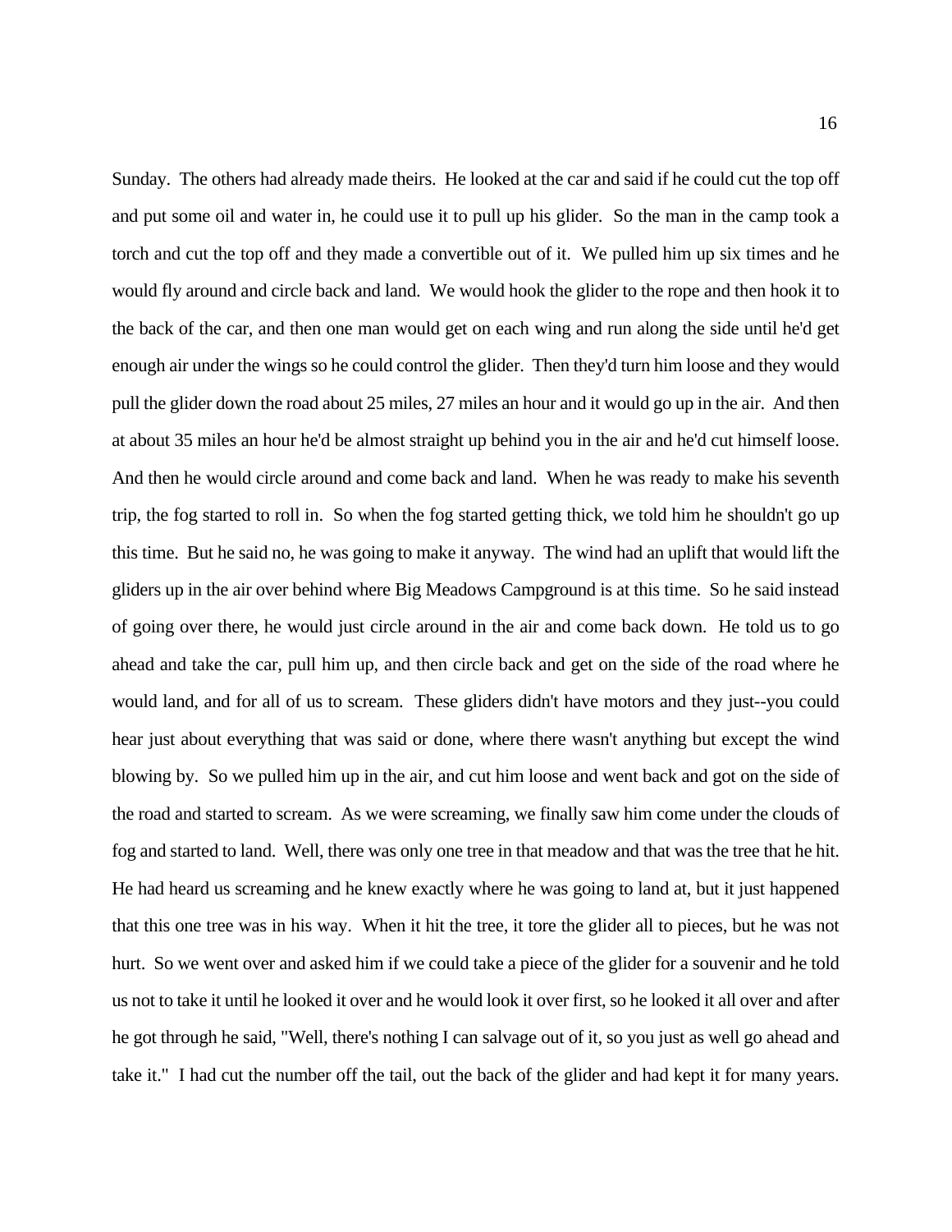Sunday. The others had already made theirs. He looked at the car and said if he could cut the top off and put some oil and water in, he could use it to pull up his glider. So the man in the camp took a torch and cut the top off and they made a convertible out of it. We pulled him up six times and he would fly around and circle back and land. We would hook the glider to the rope and then hook it to the back of the car, and then one man would get on each wing and run along the side until he'd get enough air under the wings so he could control the glider. Then they'd turn him loose and they would pull the glider down the road about 25 miles, 27 miles an hour and it would go up in the air. And then at about 35 miles an hour he'd be almost straight up behind you in the air and he'd cut himself loose. And then he would circle around and come back and land. When he was ready to make his seventh trip, the fog started to roll in. So when the fog started getting thick, we told him he shouldn't go up this time. But he said no, he was going to make it anyway. The wind had an uplift that would lift the gliders up in the air over behind where Big Meadows Campground is at this time. So he said instead of going over there, he would just circle around in the air and come back down. He told us to go ahead and take the car, pull him up, and then circle back and get on the side of the road where he would land, and for all of us to scream. These gliders didn't have motors and they just--you could hear just about everything that was said or done, where there wasn't anything but except the wind blowing by. So we pulled him up in the air, and cut him loose and went back and got on the side of the road and started to scream. As we were screaming, we finally saw him come under the clouds of fog and started to land. Well, there was only one tree in that meadow and that was the tree that he hit. He had heard us screaming and he knew exactly where he was going to land at, but it just happened that this one tree was in his way. When it hit the tree, it tore the glider all to pieces, but he was not hurt. So we went over and asked him if we could take a piece of the glider for a souvenir and he told us not to take it until he looked it over and he would look it over first, so he looked it all over and after he got through he said, "Well, there's nothing I can salvage out of it, so you just as well go ahead and take it." I had cut the number off the tail, out the back of the glider and had kept it for many years.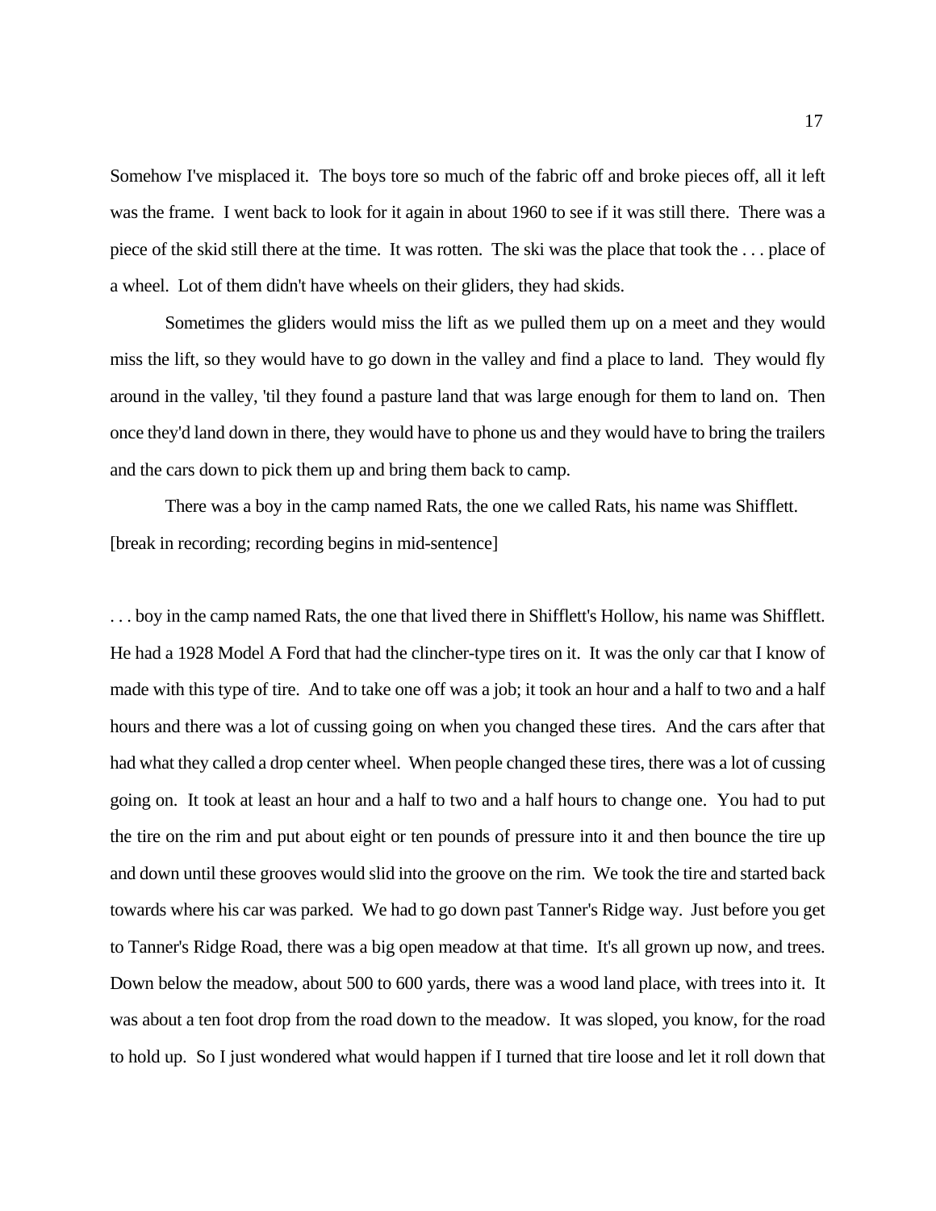Somehow I've misplaced it. The boys tore so much of the fabric off and broke pieces off, all it left was the frame. I went back to look for it again in about 1960 to see if it was still there. There was a piece of the skid still there at the time. It was rotten. The ski was the place that took the . . . place of a wheel. Lot of them didn't have wheels on their gliders, they had skids.

Sometimes the gliders would miss the lift as we pulled them up on a meet and they would miss the lift, so they would have to go down in the valley and find a place to land. They would fly around in the valley, 'til they found a pasture land that was large enough for them to land on. Then once they'd land down in there, they would have to phone us and they would have to bring the trailers and the cars down to pick them up and bring them back to camp.

There was a boy in the camp named Rats, the one we called Rats, his name was Shifflett. [break in recording; recording begins in mid-sentence]

. . . boy in the camp named Rats, the one that lived there in Shifflett's Hollow, his name was Shifflett. He had a 1928 Model A Ford that had the clincher-type tires on it. It was the only car that I know of made with this type of tire. And to take one off was a job; it took an hour and a half to two and a half hours and there was a lot of cussing going on when you changed these tires. And the cars after that had what they called a drop center wheel. When people changed these tires, there was a lot of cussing going on. It took at least an hour and a half to two and a half hours to change one. You had to put the tire on the rim and put about eight or ten pounds of pressure into it and then bounce the tire up and down until these grooves would slid into the groove on the rim. We took the tire and started back towards where his car was parked. We had to go down past Tanner's Ridge way. Just before you get to Tanner's Ridge Road, there was a big open meadow at that time. It's all grown up now, and trees. Down below the meadow, about 500 to 600 yards, there was a wood land place, with trees into it. It was about a ten foot drop from the road down to the meadow. It was sloped, you know, for the road to hold up. So I just wondered what would happen if I turned that tire loose and let it roll down that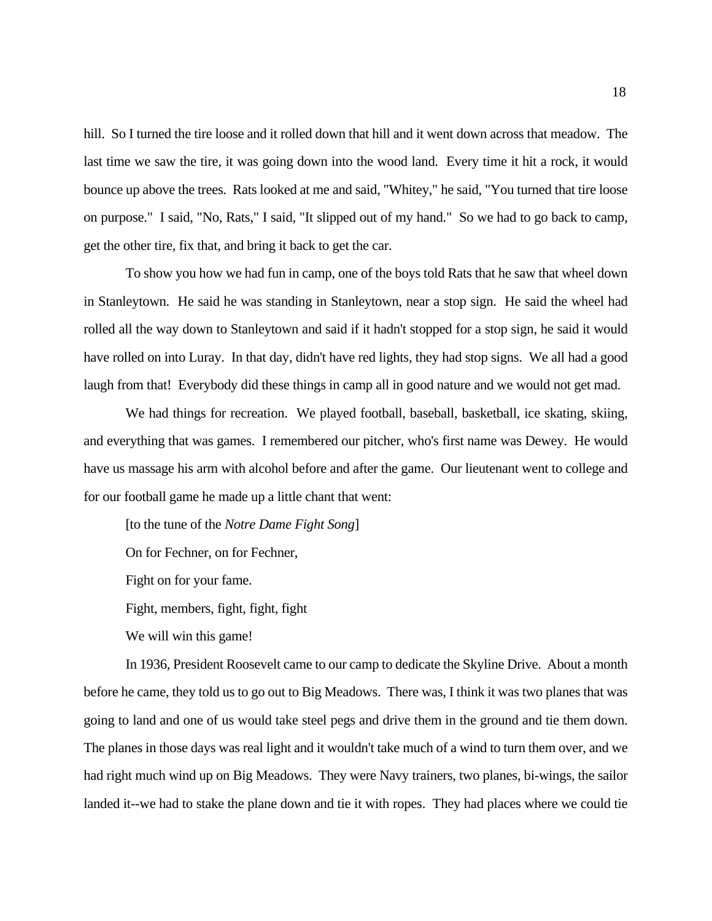hill. So I turned the tire loose and it rolled down that hill and it went down across that meadow. The last time we saw the tire, it was going down into the wood land. Every time it hit a rock, it would bounce up above the trees. Rats looked at me and said, "Whitey," he said, "You turned that tire loose on purpose." I said, "No, Rats," I said, "It slipped out of my hand." So we had to go back to camp, get the other tire, fix that, and bring it back to get the car.

To show you how we had fun in camp, one of the boys told Rats that he saw that wheel down in Stanleytown. He said he was standing in Stanleytown, near a stop sign. He said the wheel had rolled all the way down to Stanleytown and said if it hadn't stopped for a stop sign, he said it would have rolled on into Luray. In that day, didn't have red lights, they had stop signs. We all had a good laugh from that! Everybody did these things in camp all in good nature and we would not get mad.

We had things for recreation. We played football, baseball, basketball, ice skating, skiing, and everything that was games. I remembered our pitcher, who's first name was Dewey. He would have us massage his arm with alcohol before and after the game. Our lieutenant went to college and for our football game he made up a little chant that went:

[to the tune of the *Notre Dame Fight Song*]

On for Fechner, on for Fechner,

Fight on for your fame.

Fight, members, fight, fight, fight

We will win this game!

In 1936, President Roosevelt came to our camp to dedicate the Skyline Drive. About a month before he came, they told us to go out to Big Meadows. There was, I think it was two planes that was going to land and one of us would take steel pegs and drive them in the ground and tie them down. The planes in those days was real light and it wouldn't take much of a wind to turn them over, and we had right much wind up on Big Meadows. They were Navy trainers, two planes, bi-wings, the sailor landed it--we had to stake the plane down and tie it with ropes. They had places where we could tie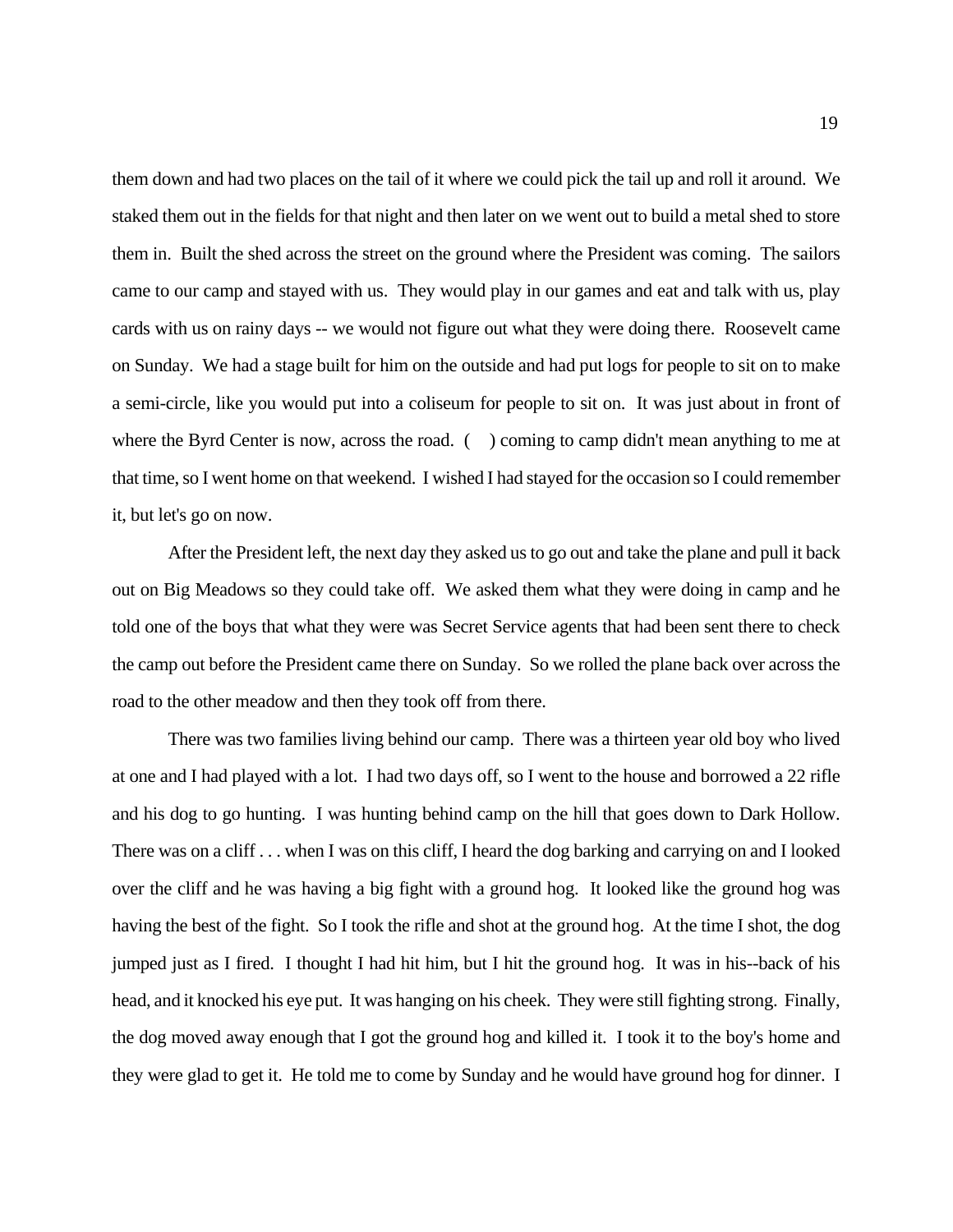them down and had two places on the tail of it where we could pick the tail up and roll it around. We staked them out in the fields for that night and then later on we went out to build a metal shed to store them in. Built the shed across the street on the ground where the President was coming. The sailors came to our camp and stayed with us. They would play in our games and eat and talk with us, play cards with us on rainy days -- we would not figure out what they were doing there. Roosevelt came on Sunday. We had a stage built for him on the outside and had put logs for people to sit on to make a semi-circle, like you would put into a coliseum for people to sit on. It was just about in front of where the Byrd Center is now, across the road. (     ) coming to camp didn't mean anything to me at that time, so I went home on that weekend. I wished I had stayed for the occasion so I could remember it, but let's go on now.

After the President left, the next day they asked us to go out and take the plane and pull it back out on Big Meadows so they could take off. We asked them what they were doing in camp and he told one of the boys that what they were was Secret Service agents that had been sent there to check the camp out before the President came there on Sunday. So we rolled the plane back over across the road to the other meadow and then they took off from there.

There was two families living behind our camp. There was a thirteen year old boy who lived at one and I had played with a lot. I had two days off, so I went to the house and borrowed a 22 rifle and his dog to go hunting. I was hunting behind camp on the hill that goes down to Dark Hollow. There was on a cliff . . . when I was on this cliff, I heard the dog barking and carrying on and I looked over the cliff and he was having a big fight with a ground hog. It looked like the ground hog was having the best of the fight. So I took the rifle and shot at the ground hog. At the time I shot, the dog jumped just as I fired. I thought I had hit him, but I hit the ground hog. It was in his--back of his head, and it knocked his eye put. It was hanging on his cheek. They were still fighting strong. Finally, the dog moved away enough that I got the ground hog and killed it. I took it to the boy's home and they were glad to get it. He told me to come by Sunday and he would have ground hog for dinner. I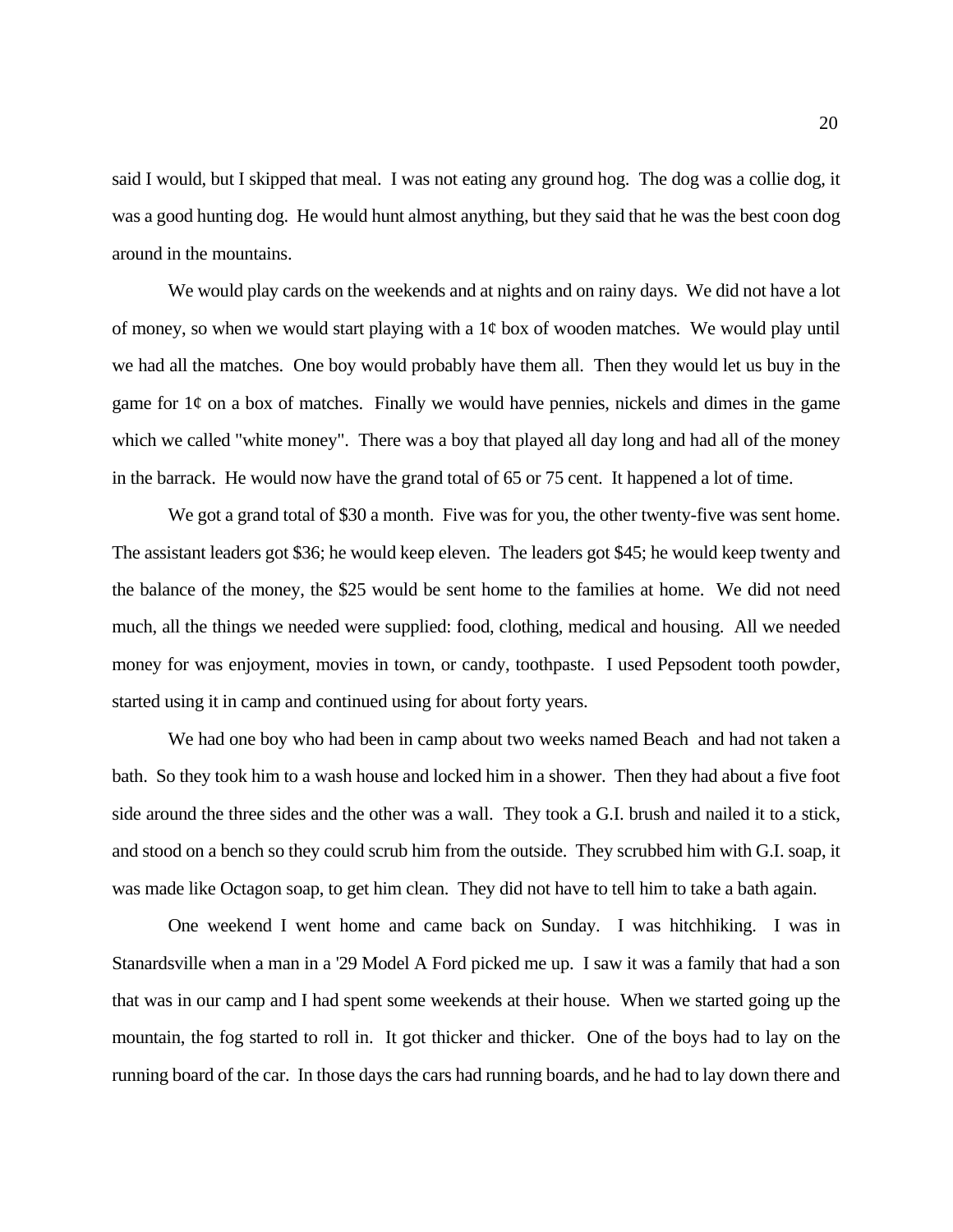said I would, but I skipped that meal. I was not eating any ground hog. The dog was a collie dog, it was a good hunting dog. He would hunt almost anything, but they said that he was the best coon dog around in the mountains.

We would play cards on the weekends and at nights and on rainy days. We did not have a lot of money, so when we would start playing with a 1¢ box of wooden matches. We would play until we had all the matches. One boy would probably have them all. Then they would let us buy in the game for 1¢ on a box of matches. Finally we would have pennies, nickels and dimes in the game which we called "white money". There was a boy that played all day long and had all of the money in the barrack. He would now have the grand total of 65 or 75 cent. It happened a lot of time.

We got a grand total of $30 a month. Five was for you, the other twenty-five was sent home. The assistant leaders got $36; he would keep eleven. The leaders got $45; he would keep twenty and the balance of the money, the $25 would be sent home to the families at home. We did not need much, all the things we needed were supplied: food, clothing, medical and housing. All we needed money for was enjoyment, movies in town, or candy, toothpaste. I used Pepsodent tooth powder, started using it in camp and continued using for about forty years.

We had one boy who had been in camp about two weeks named Beach and had not taken a bath. So they took him to a wash house and locked him in a shower. Then they had about a five foot side around the three sides and the other was a wall. They took a G.I. brush and nailed it to a stick, and stood on a bench so they could scrub him from the outside. They scrubbed him with G.I. soap, it was made like Octagon soap, to get him clean. They did not have to tell him to take a bath again.

One weekend I went home and came back on Sunday. I was hitchhiking. I was in Stanardsville when a man in a '29 Model A Ford picked me up. I saw it was a family that had a son that was in our camp and I had spent some weekends at their house. When we started going up the mountain, the fog started to roll in. It got thicker and thicker. One of the boys had to lay on the running board of the car. In those days the cars had running boards, and he had to lay down there and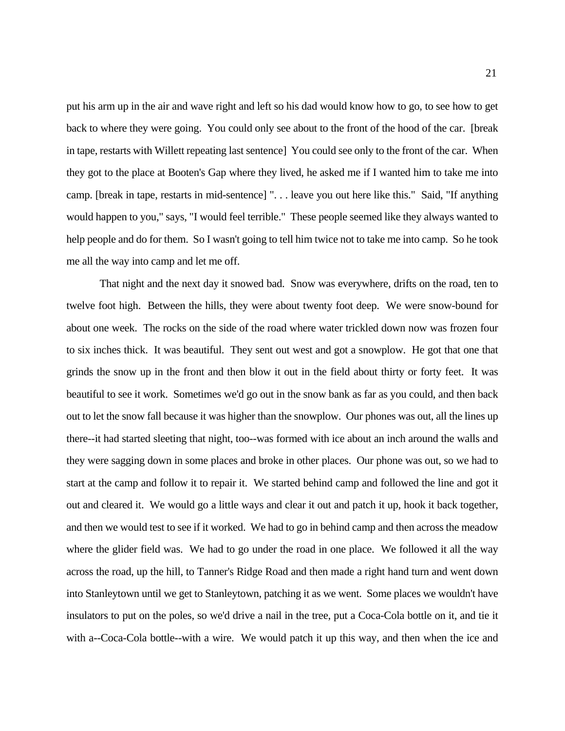put his arm up in the air and wave right and left so his dad would know how to go, to see how to get back to where they were going. You could only see about to the front of the hood of the car. [break in tape, restarts with Willett repeating last sentence] You could see only to the front of the car. When they got to the place at Booten's Gap where they lived, he asked me if I wanted him to take me into camp. [break in tape, restarts in mid-sentence] ". . . leave you out here like this." Said, "If anything would happen to you," says, "I would feel terrible." These people seemed like they always wanted to help people and do for them. So I wasn't going to tell him twice not to take me into camp. So he took me all the way into camp and let me off.

That night and the next day it snowed bad. Snow was everywhere, drifts on the road, ten to twelve foot high. Between the hills, they were about twenty foot deep. We were snow-bound for about one week. The rocks on the side of the road where water trickled down now was frozen four to six inches thick. It was beautiful. They sent out west and got a snowplow. He got that one that grinds the snow up in the front and then blow it out in the field about thirty or forty feet. It was beautiful to see it work. Sometimes we'd go out in the snow bank as far as you could, and then back out to let the snow fall because it was higher than the snowplow. Our phones was out, all the lines up there--it had started sleeting that night, too--was formed with ice about an inch around the walls and they were sagging down in some places and broke in other places. Our phone was out, so we had to start at the camp and follow it to repair it. We started behind camp and followed the line and got it out and cleared it. We would go a little ways and clear it out and patch it up, hook it back together, and then we would test to see if it worked. We had to go in behind camp and then across the meadow where the glider field was. We had to go under the road in one place. We followed it all the way across the road, up the hill, to Tanner's Ridge Road and then made a right hand turn and went down into Stanleytown until we get to Stanleytown, patching it as we went. Some places we wouldn't have insulators to put on the poles, so we'd drive a nail in the tree, put a Coca-Cola bottle on it, and tie it with a--Coca-Cola bottle--with a wire. We would patch it up this way, and then when the ice and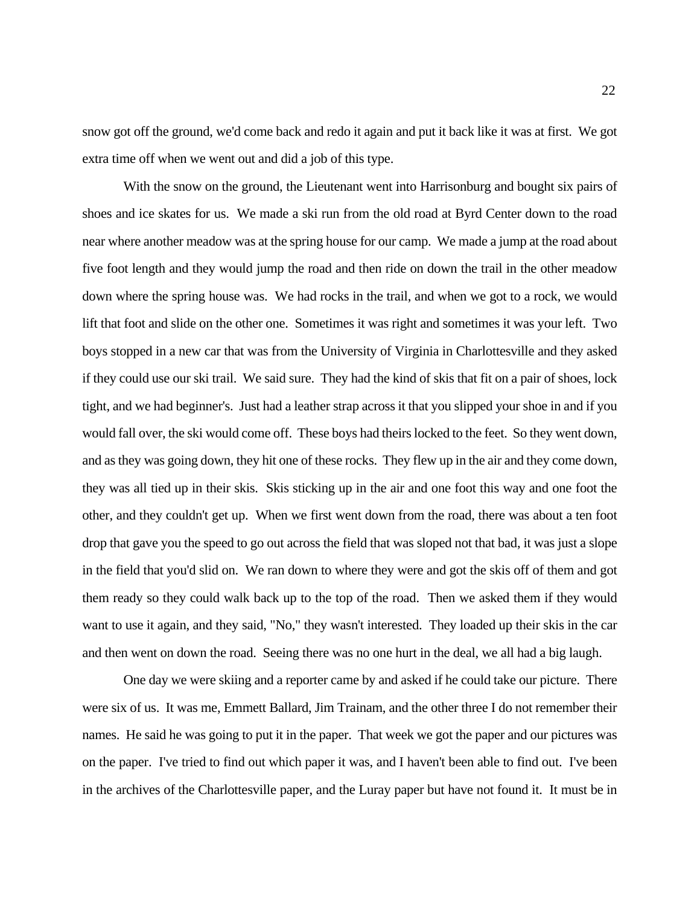snow got off the ground, we'd come back and redo it again and put it back like it was at first. We got extra time off when we went out and did a job of this type.

With the snow on the ground, the Lieutenant went into Harrisonburg and bought six pairs of shoes and ice skates for us. We made a ski run from the old road at Byrd Center down to the road near where another meadow was at the spring house for our camp. We made a jump at the road about five foot length and they would jump the road and then ride on down the trail in the other meadow down where the spring house was. We had rocks in the trail, and when we got to a rock, we would lift that foot and slide on the other one. Sometimes it was right and sometimes it was your left. Two boys stopped in a new car that was from the University of Virginia in Charlottesville and they asked if they could use our ski trail. We said sure. They had the kind of skis that fit on a pair of shoes, lock tight, and we had beginner's. Just had a leather strap across it that you slipped your shoe in and if you would fall over, the ski would come off. These boys had theirs locked to the feet. So they went down, and as they was going down, they hit one of these rocks. They flew up in the air and they come down, they was all tied up in their skis. Skis sticking up in the air and one foot this way and one foot the other, and they couldn't get up. When we first went down from the road, there was about a ten foot drop that gave you the speed to go out across the field that was sloped not that bad, it was just a slope in the field that you'd slid on. We ran down to where they were and got the skis off of them and got them ready so they could walk back up to the top of the road. Then we asked them if they would want to use it again, and they said, "No," they wasn't interested. They loaded up their skis in the car and then went on down the road. Seeing there was no one hurt in the deal, we all had a big laugh.

One day we were skiing and a reporter came by and asked if he could take our picture. There were six of us. It was me, Emmett Ballard, Jim Trainam, and the other three I do not remember their names. He said he was going to put it in the paper. That week we got the paper and our pictures was on the paper. I've tried to find out which paper it was, and I haven't been able to find out. I've been in the archives of the Charlottesville paper, and the Luray paper but have not found it. It must be in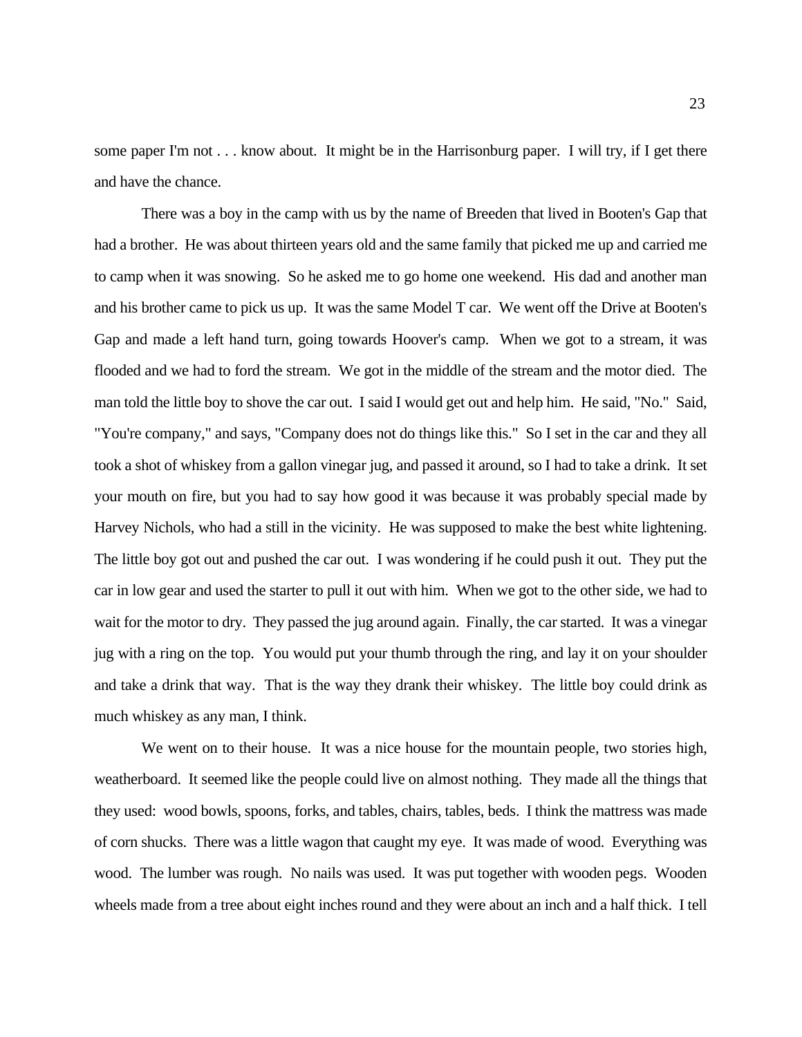some paper I'm not . . . know about. It might be in the Harrisonburg paper. I will try, if I get there and have the chance.

There was a boy in the camp with us by the name of Breeden that lived in Booten's Gap that had a brother. He was about thirteen years old and the same family that picked me up and carried me to camp when it was snowing. So he asked me to go home one weekend. His dad and another man and his brother came to pick us up. It was the same Model T car. We went off the Drive at Booten's Gap and made a left hand turn, going towards Hoover's camp. When we got to a stream, it was flooded and we had to ford the stream. We got in the middle of the stream and the motor died. The man told the little boy to shove the car out. I said I would get out and help him. He said, "No." Said, "You're company," and says, "Company does not do things like this." So I set in the car and they all took a shot of whiskey from a gallon vinegar jug, and passed it around, so I had to take a drink. It set your mouth on fire, but you had to say how good it was because it was probably special made by Harvey Nichols, who had a still in the vicinity. He was supposed to make the best white lightening. The little boy got out and pushed the car out. I was wondering if he could push it out. They put the car in low gear and used the starter to pull it out with him. When we got to the other side, we had to wait for the motor to dry. They passed the jug around again. Finally, the car started. It was a vinegar jug with a ring on the top. You would put your thumb through the ring, and lay it on your shoulder and take a drink that way. That is the way they drank their whiskey. The little boy could drink as much whiskey as any man, I think.

We went on to their house. It was a nice house for the mountain people, two stories high, weatherboard. It seemed like the people could live on almost nothing. They made all the things that they used: wood bowls, spoons, forks, and tables, chairs, tables, beds. I think the mattress was made of corn shucks. There was a little wagon that caught my eye. It was made of wood. Everything was wood. The lumber was rough. No nails was used. It was put together with wooden pegs. Wooden wheels made from a tree about eight inches round and they were about an inch and a half thick. I tell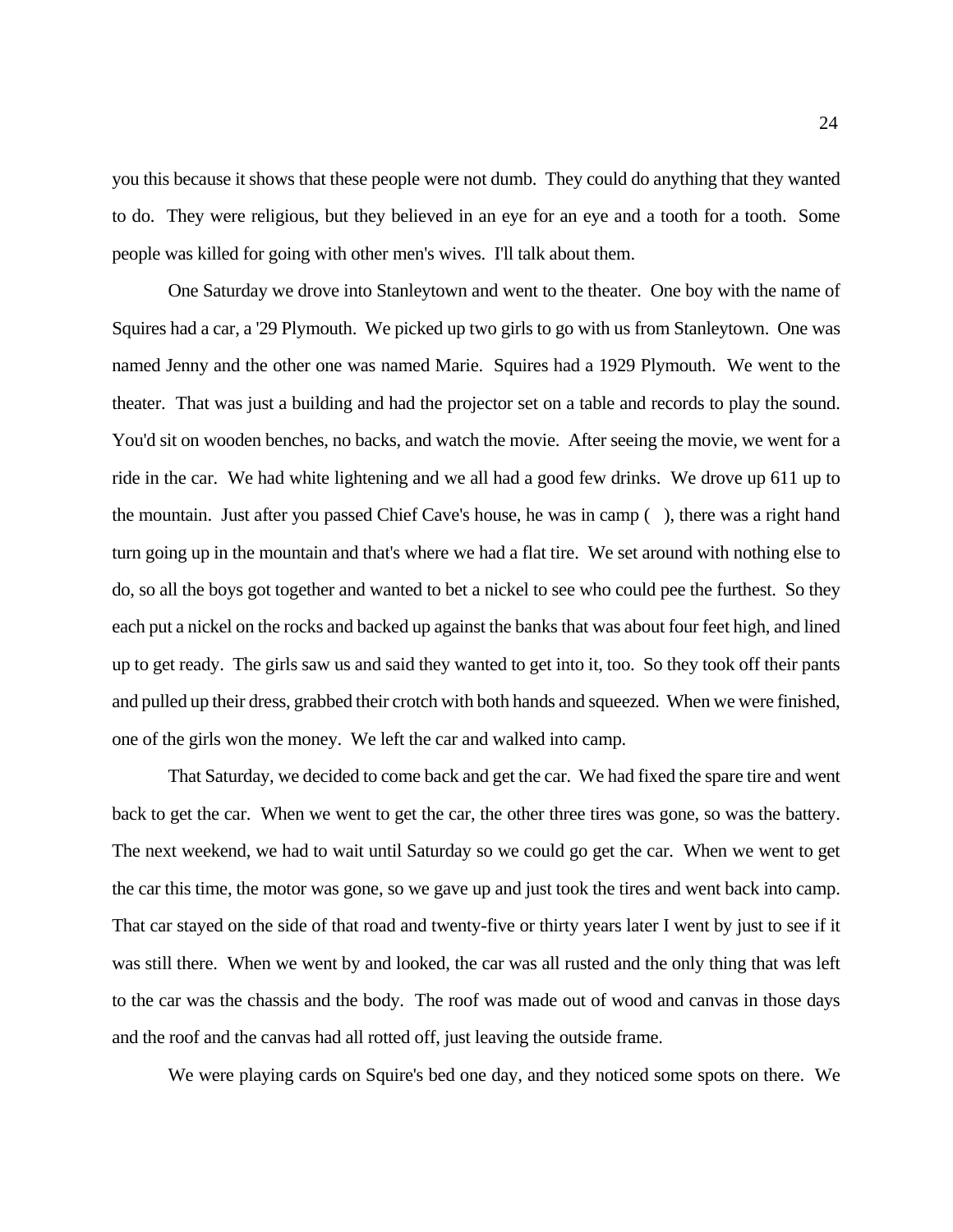you this because it shows that these people were not dumb. They could do anything that they wanted to do. They were religious, but they believed in an eye for an eye and a tooth for a tooth. Some people was killed for going with other men's wives. I'll talk about them.

One Saturday we drove into Stanleytown and went to the theater. One boy with the name of Squires had a car, a '29 Plymouth. We picked up two girls to go with us from Stanleytown. One was named Jenny and the other one was named Marie. Squires had a 1929 Plymouth. We went to the theater. That was just a building and had the projector set on a table and records to play the sound. You'd sit on wooden benches, no backs, and watch the movie. After seeing the movie, we went for a ride in the car. We had white lightening and we all had a good few drinks. We drove up 611 up to the mountain. Just after you passed Chief Cave's house, he was in camp ( ), there was a right hand turn going up in the mountain and that's where we had a flat tire. We set around with nothing else to do, so all the boys got together and wanted to bet a nickel to see who could pee the furthest. So they each put a nickel on the rocks and backed up against the banks that was about four feet high, and lined up to get ready. The girls saw us and said they wanted to get into it, too. So they took off their pants and pulled up their dress, grabbed their crotch with both hands and squeezed. When we were finished, one of the girls won the money. We left the car and walked into camp.

That Saturday, we decided to come back and get the car. We had fixed the spare tire and went back to get the car. When we went to get the car, the other three tires was gone, so was the battery. The next weekend, we had to wait until Saturday so we could go get the car. When we went to get the car this time, the motor was gone, so we gave up and just took the tires and went back into camp. That car stayed on the side of that road and twenty-five or thirty years later I went by just to see if it was still there. When we went by and looked, the car was all rusted and the only thing that was left to the car was the chassis and the body. The roof was made out of wood and canvas in those days and the roof and the canvas had all rotted off, just leaving the outside frame.

We were playing cards on Squire's bed one day, and they noticed some spots on there. We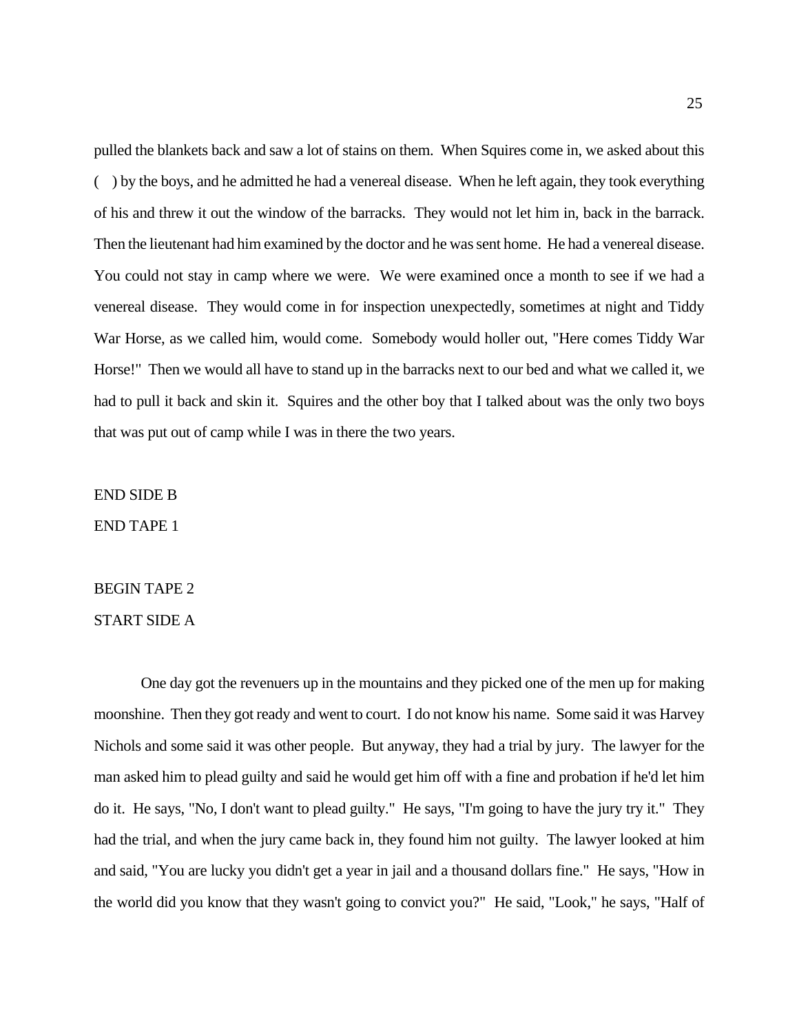pulled the blankets back and saw a lot of stains on them. When Squires come in, we asked about this ( ) by the boys, and he admitted he had a venereal disease. When he left again, they took everything of his and threw it out the window of the barracks. They would not let him in, back in the barrack. Then the lieutenant had him examined by the doctor and he was sent home. He had a venereal disease. You could not stay in camp where we were. We were examined once a month to see if we had a venereal disease. They would come in for inspection unexpectedly, sometimes at night and Tiddy War Horse, as we called him, would come. Somebody would holler out, "Here comes Tiddy War Horse!" Then we would all have to stand up in the barracks next to our bed and what we called it, we had to pull it back and skin it. Squires and the other boy that I talked about was the only two boys that was put out of camp while I was in there the two years.

END SIDE B

END TAPE 1

BEGIN TAPE 2

START SIDE A

One day got the revenuers up in the mountains and they picked one of the men up for making moonshine. Then they got ready and went to court. I do not know his name. Some said it was Harvey Nichols and some said it was other people. But anyway, they had a trial by jury. The lawyer for the man asked him to plead guilty and said he would get him off with a fine and probation if he'd let him do it. He says, "No, I don't want to plead guilty." He says, "I'm going to have the jury try it." They had the trial, and when the jury came back in, they found him not guilty. The lawyer looked at him and said, "You are lucky you didn't get a year in jail and a thousand dollars fine." He says, "How in the world did you know that they wasn't going to convict you?" He said, "Look," he says, "Half of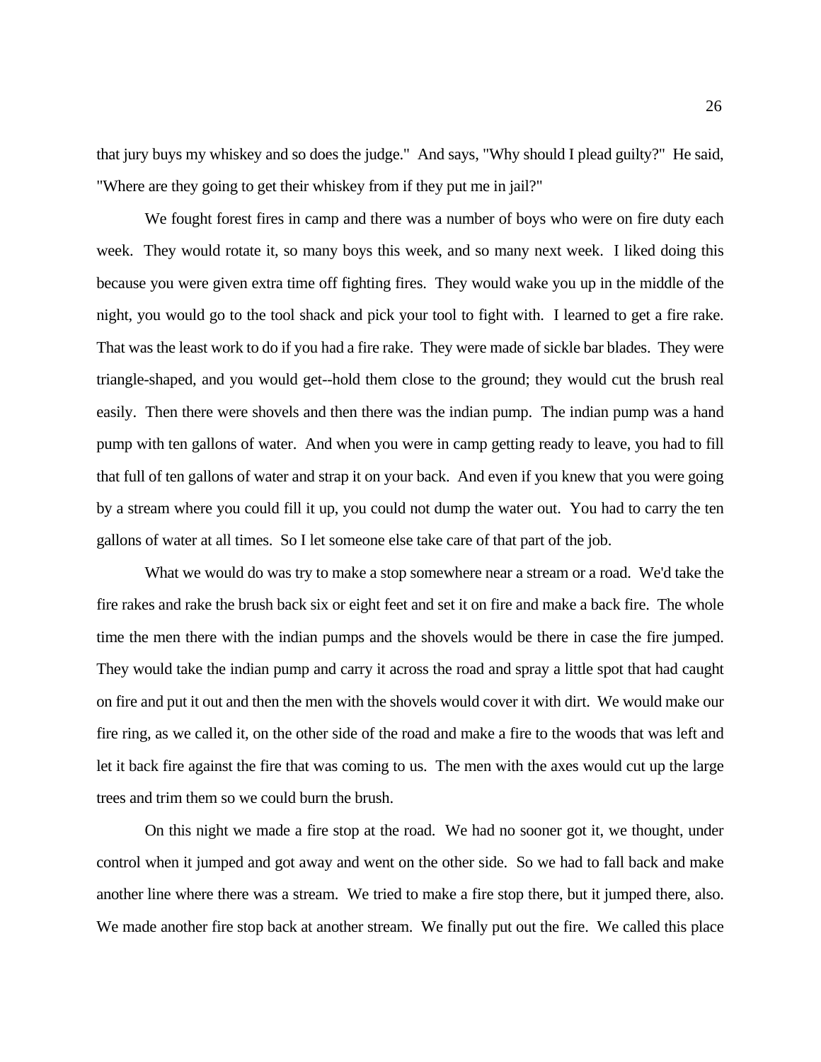that jury buys my whiskey and so does the judge." And says, "Why should I plead guilty?" He said, "Where are they going to get their whiskey from if they put me in jail?"

We fought forest fires in camp and there was a number of boys who were on fire duty each week. They would rotate it, so many boys this week, and so many next week. I liked doing this because you were given extra time off fighting fires. They would wake you up in the middle of the night, you would go to the tool shack and pick your tool to fight with. I learned to get a fire rake. That was the least work to do if you had a fire rake. They were made of sickle bar blades. They were triangle-shaped, and you would get--hold them close to the ground; they would cut the brush real easily. Then there were shovels and then there was the indian pump. The indian pump was a hand pump with ten gallons of water. And when you were in camp getting ready to leave, you had to fill that full of ten gallons of water and strap it on your back. And even if you knew that you were going by a stream where you could fill it up, you could not dump the water out. You had to carry the ten gallons of water at all times. So I let someone else take care of that part of the job.

What we would do was try to make a stop somewhere near a stream or a road. We'd take the fire rakes and rake the brush back six or eight feet and set it on fire and make a back fire. The whole time the men there with the indian pumps and the shovels would be there in case the fire jumped. They would take the indian pump and carry it across the road and spray a little spot that had caught on fire and put it out and then the men with the shovels would cover it with dirt. We would make our fire ring, as we called it, on the other side of the road and make a fire to the woods that was left and let it back fire against the fire that was coming to us. The men with the axes would cut up the large trees and trim them so we could burn the brush.

On this night we made a fire stop at the road. We had no sooner got it, we thought, under control when it jumped and got away and went on the other side. So we had to fall back and make another line where there was a stream. We tried to make a fire stop there, but it jumped there, also. We made another fire stop back at another stream. We finally put out the fire. We called this place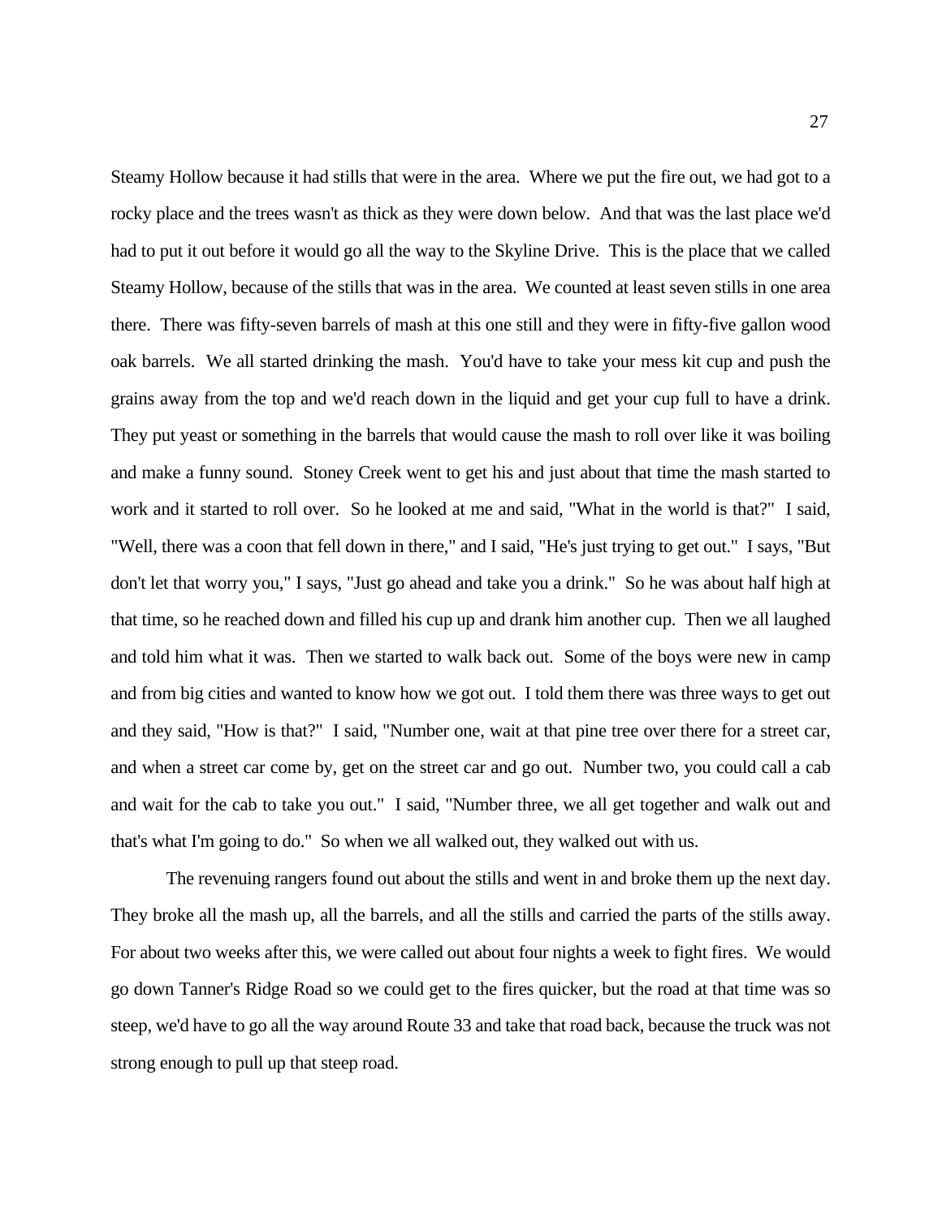Steamy Hollow because it had stills that were in the area. Where we put the fire out, we had got to a rocky place and the trees wasn't as thick as they were down below. And that was the last place we'd had to put it out before it would go all the way to the Skyline Drive. This is the place that we called Steamy Hollow, because of the stills that was in the area. We counted at least seven stills in one area there. There was fifty-seven barrels of mash at this one still and they were in fifty-five gallon wood oak barrels. We all started drinking the mash. You'd have to take your mess kit cup and push the grains away from the top and we'd reach down in the liquid and get your cup full to have a drink. They put yeast or something in the barrels that would cause the mash to roll over like it was boiling and make a funny sound. Stoney Creek went to get his and just about that time the mash started to work and it started to roll over. So he looked at me and said, "What in the world is that?" I said, "Well, there was a coon that fell down in there," and I said, "He's just trying to get out." I says, "But don't let that worry you," I says, "Just go ahead and take you a drink." So he was about half high at that time, so he reached down and filled his cup up and drank him another cup. Then we all laughed and told him what it was. Then we started to walk back out. Some of the boys were new in camp and from big cities and wanted to know how we got out. I told them there was three ways to get out and they said, "How is that?" I said, "Number one, wait at that pine tree over there for a street car, and when a street car come by, get on the street car and go out. Number two, you could call a cab and wait for the cab to take you out." I said, "Number three, we all get together and walk out and that's what I'm going to do." So when we all walked out, they walked out with us.

The revenuing rangers found out about the stills and went in and broke them up the next day. They broke all the mash up, all the barrels, and all the stills and carried the parts of the stills away. For about two weeks after this, we were called out about four nights a week to fight fires. We would go down Tanner's Ridge Road so we could get to the fires quicker, but the road at that time was so steep, we'd have to go all the way around Route 33 and take that road back, because the truck was not strong enough to pull up that steep road.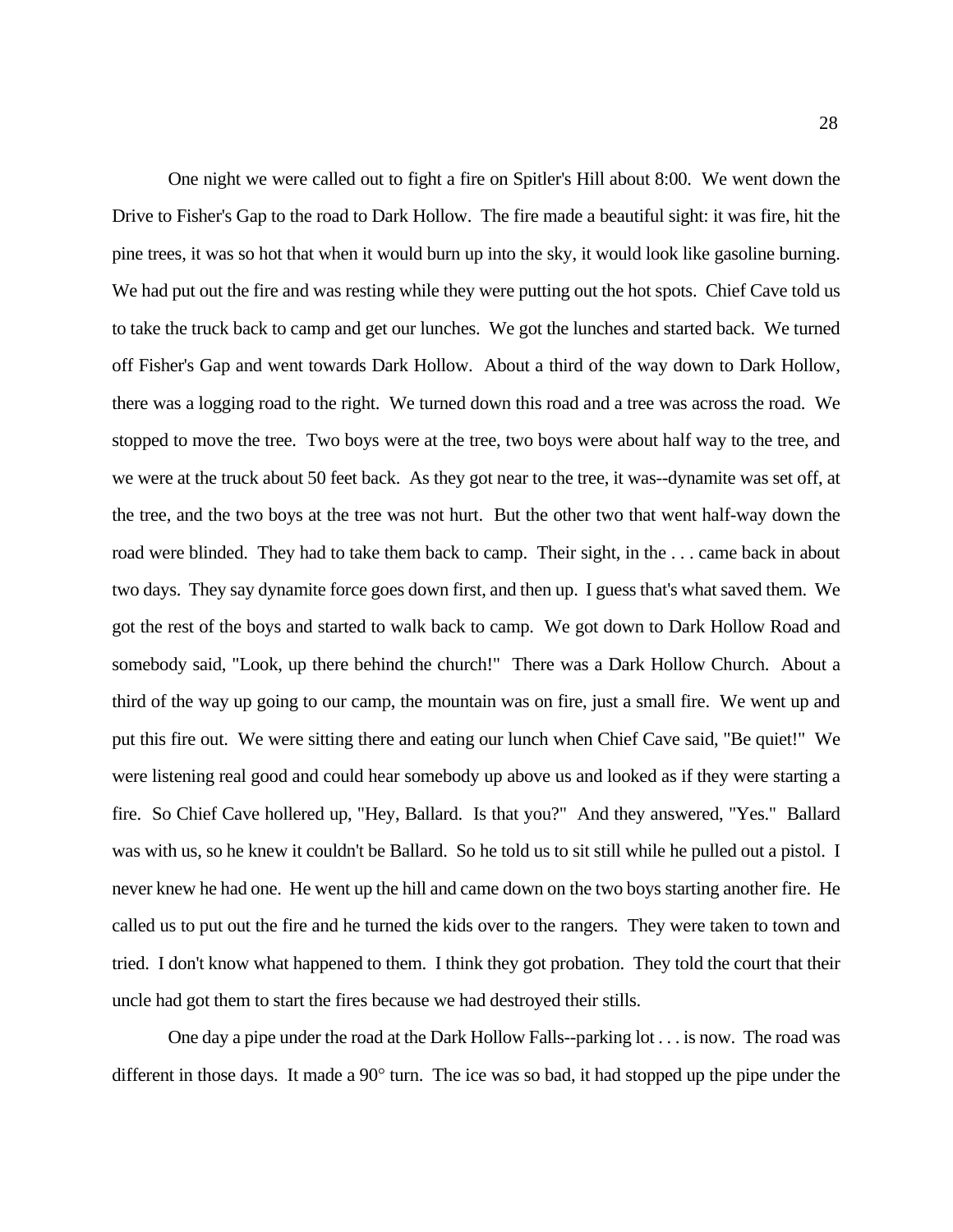One night we were called out to fight a fire on Spitler's Hill about 8:00. We went down the Drive to Fisher's Gap to the road to Dark Hollow. The fire made a beautiful sight: it was fire, hit the pine trees, it was so hot that when it would burn up into the sky, it would look like gasoline burning. We had put out the fire and was resting while they were putting out the hot spots. Chief Cave told us to take the truck back to camp and get our lunches. We got the lunches and started back. We turned off Fisher's Gap and went towards Dark Hollow. About a third of the way down to Dark Hollow, there was a logging road to the right. We turned down this road and a tree was across the road. We stopped to move the tree. Two boys were at the tree, two boys were about half way to the tree, and we were at the truck about 50 feet back. As they got near to the tree, it was--dynamite was set off, at the tree, and the two boys at the tree was not hurt. But the other two that went half-way down the road were blinded. They had to take them back to camp. Their sight, in the . . . came back in about two days. They say dynamite force goes down first, and then up. I guess that's what saved them. We got the rest of the boys and started to walk back to camp. We got down to Dark Hollow Road and somebody said, "Look, up there behind the church!" There was a Dark Hollow Church. About a third of the way up going to our camp, the mountain was on fire, just a small fire. We went up and put this fire out. We were sitting there and eating our lunch when Chief Cave said, "Be quiet!" We were listening real good and could hear somebody up above us and looked as if they were starting a fire. So Chief Cave hollered up, "Hey, Ballard. Is that you?" And they answered, "Yes." Ballard was with us, so he knew it couldn't be Ballard. So he told us to sit still while he pulled out a pistol. I never knew he had one. He went up the hill and came down on the two boys starting another fire. He called us to put out the fire and he turned the kids over to the rangers. They were taken to town and tried. I don't know what happened to them. I think they got probation. They told the court that their uncle had got them to start the fires because we had destroyed their stills.

One day a pipe under the road at the Dark Hollow Falls--parking lot . . . is now. The road was different in those days. It made a 90° turn. The ice was so bad, it had stopped up the pipe under the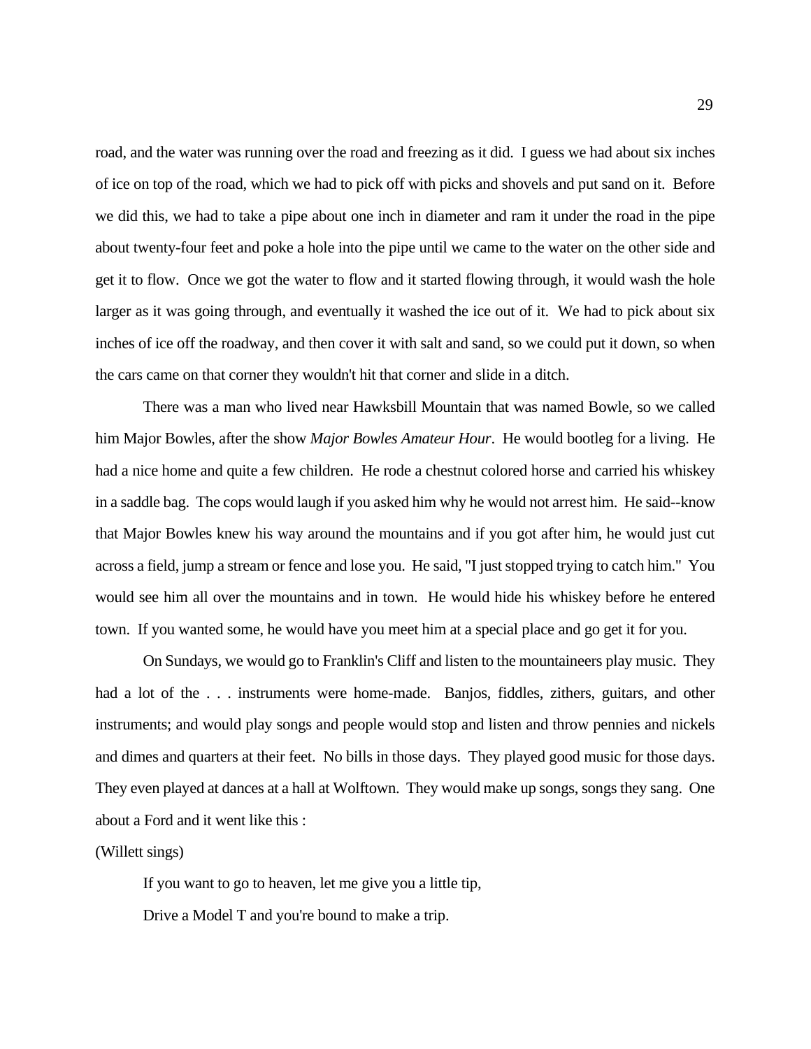road, and the water was running over the road and freezing as it did. I guess we had about six inches of ice on top of the road, which we had to pick off with picks and shovels and put sand on it. Before we did this, we had to take a pipe about one inch in diameter and ram it under the road in the pipe about twenty-four feet and poke a hole into the pipe until we came to the water on the other side and get it to flow. Once we got the water to flow and it started flowing through, it would wash the hole larger as it was going through, and eventually it washed the ice out of it. We had to pick about six inches of ice off the roadway, and then cover it with salt and sand, so we could put it down, so when the cars came on that corner they wouldn't hit that corner and slide in a ditch.

There was a man who lived near Hawksbill Mountain that was named Bowle, so we called him Major Bowles, after the show *Major Bowles Amateur Hour*. He would bootleg for a living. He had a nice home and quite a few children. He rode a chestnut colored horse and carried his whiskey in a saddle bag. The cops would laugh if you asked him why he would not arrest him. He said--know that Major Bowles knew his way around the mountains and if you got after him, he would just cut across a field, jump a stream or fence and lose you. He said, "I just stopped trying to catch him." You would see him all over the mountains and in town. He would hide his whiskey before he entered town. If you wanted some, he would have you meet him at a special place and go get it for you.

On Sundays, we would go to Franklin's Cliff and listen to the mountaineers play music. They had a lot of the . . . instruments were home-made. Banjos, fiddles, zithers, guitars, and other instruments; and would play songs and people would stop and listen and throw pennies and nickels and dimes and quarters at their feet. No bills in those days. They played good music for those days. They even played at dances at a hall at Wolftown. They would make up songs, songs they sang. One about a Ford and it went like this :

(Willett sings)

If you want to go to heaven, let me give you a little tip,

Drive a Model T and you're bound to make a trip.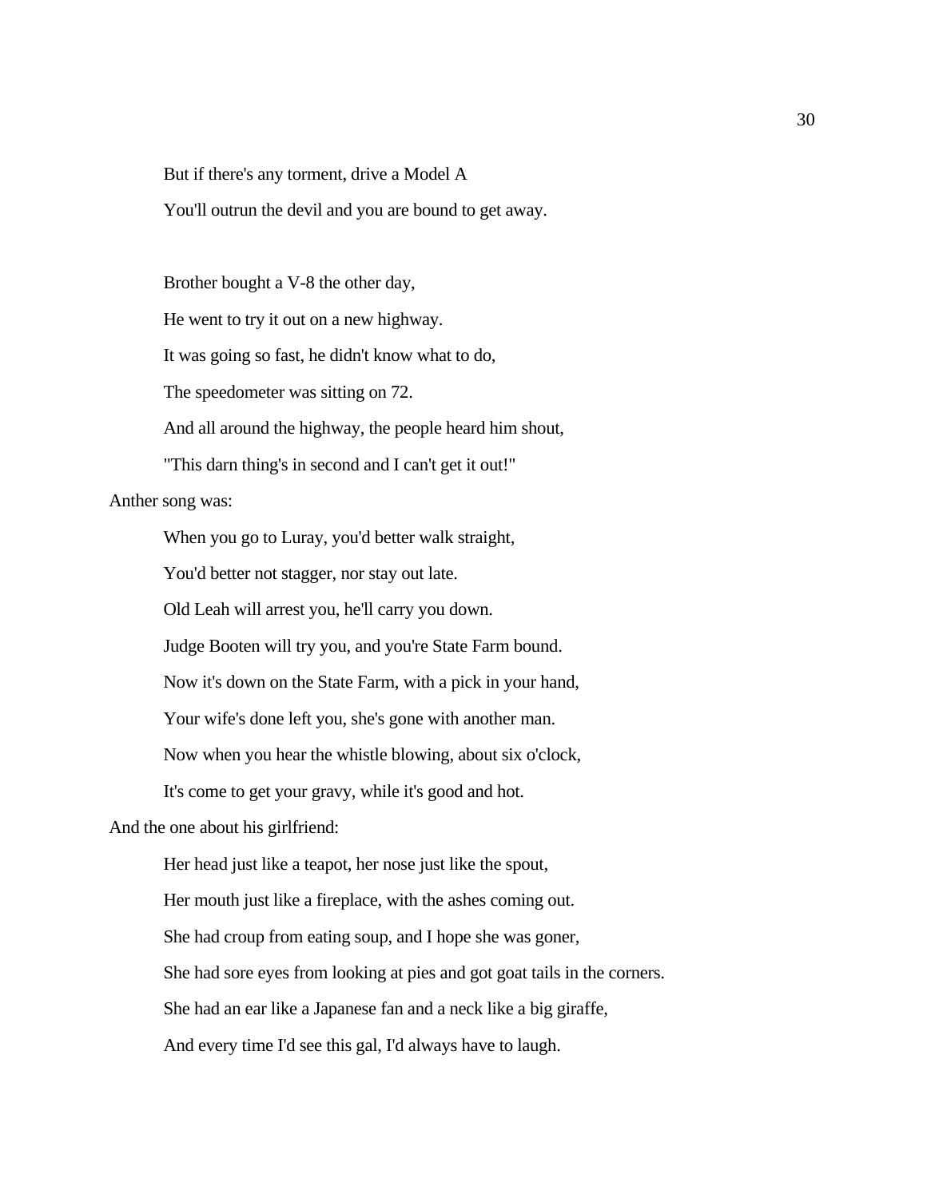But if there's any torment, drive a Model A

You'll outrun the devil and you are bound to get away.

Brother bought a V-8 the other day,

He went to try it out on a new highway.

It was going so fast, he didn't know what to do,

The speedometer was sitting on 72.

And all around the highway, the people heard him shout,

"This darn thing's in second and I can't get it out!"

Anther song was:

When you go to Luray, you'd better walk straight,

You'd better not stagger, nor stay out late.

Old Leah will arrest you, he'll carry you down.

Judge Booten will try you, and you're State Farm bound.

Now it's down on the State Farm, with a pick in your hand,

Your wife's done left you, she's gone with another man.

Now when you hear the whistle blowing, about six o'clock,

It's come to get your gravy, while it's good and hot.

And the one about his girlfriend:

Her head just like a teapot, her nose just like the spout,

Her mouth just like a fireplace, with the ashes coming out.

She had croup from eating soup, and I hope she was goner,

She had sore eyes from looking at pies and got goat tails in the corners.

She had an ear like a Japanese fan and a neck like a big giraffe,

And every time I'd see this gal, I'd always have to laugh.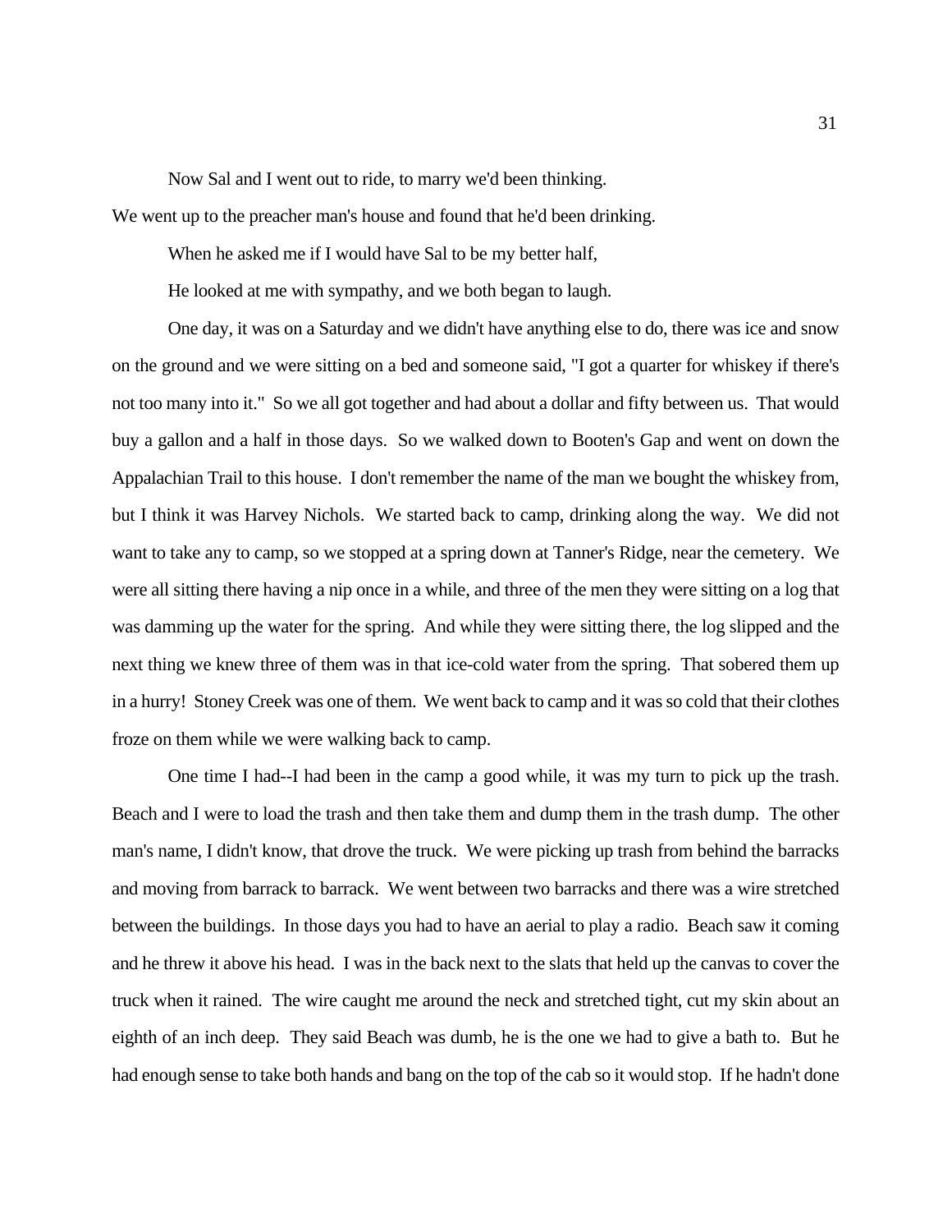Now Sal and I went out to ride, to marry we'd been thinking.

We went up to the preacher man's house and found that he'd been drinking.

When he asked me if I would have Sal to be my better half,

He looked at me with sympathy, and we both began to laugh.

One day, it was on a Saturday and we didn't have anything else to do, there was ice and snow on the ground and we were sitting on a bed and someone said, "I got a quarter for whiskey if there's not too many into it." So we all got together and had about a dollar and fifty between us. That would buy a gallon and a half in those days. So we walked down to Booten's Gap and went on down the Appalachian Trail to this house. I don't remember the name of the man we bought the whiskey from, but I think it was Harvey Nichols. We started back to camp, drinking along the way. We did not want to take any to camp, so we stopped at a spring down at Tanner's Ridge, near the cemetery. We were all sitting there having a nip once in a while, and three of the men they were sitting on a log that was damming up the water for the spring. And while they were sitting there, the log slipped and the next thing we knew three of them was in that ice-cold water from the spring. That sobered them up in a hurry! Stoney Creek was one of them. We went back to camp and it was so cold that their clothes froze on them while we were walking back to camp.

One time I had--I had been in the camp a good while, it was my turn to pick up the trash. Beach and I were to load the trash and then take them and dump them in the trash dump. The other man's name, I didn't know, that drove the truck. We were picking up trash from behind the barracks and moving from barrack to barrack. We went between two barracks and there was a wire stretched between the buildings. In those days you had to have an aerial to play a radio. Beach saw it coming and he threw it above his head. I was in the back next to the slats that held up the canvas to cover the truck when it rained. The wire caught me around the neck and stretched tight, cut my skin about an eighth of an inch deep. They said Beach was dumb, he is the one we had to give a bath to. But he had enough sense to take both hands and bang on the top of the cab so it would stop. If he hadn't done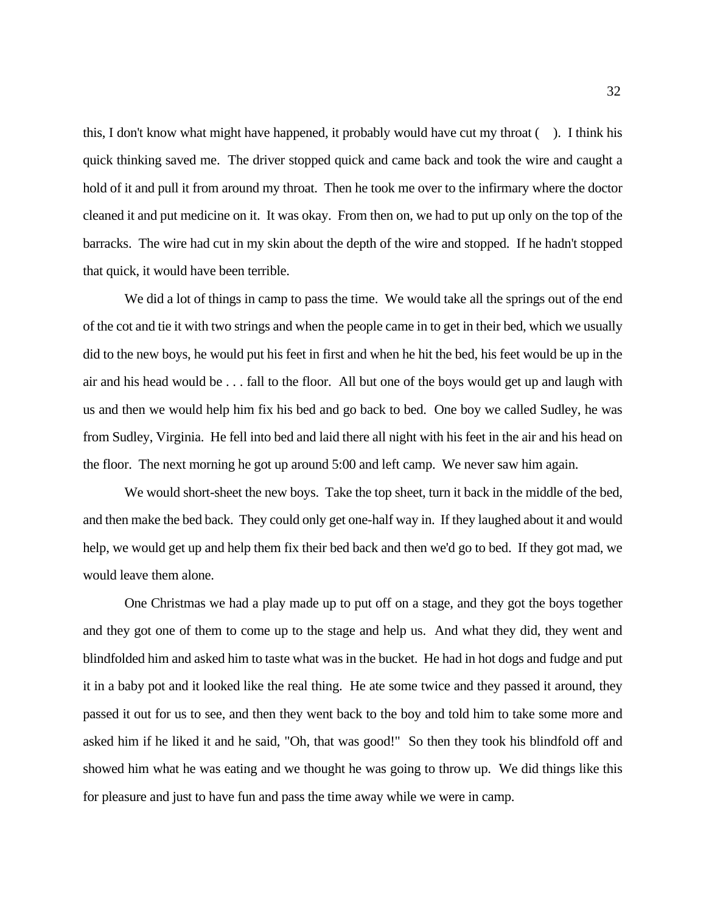this, I don't know what might have happened, it probably would have cut my throat (   ). I think his quick thinking saved me. The driver stopped quick and came back and took the wire and caught a hold of it and pull it from around my throat. Then he took me over to the infirmary where the doctor cleaned it and put medicine on it. It was okay. From then on, we had to put up only on the top of the barracks. The wire had cut in my skin about the depth of the wire and stopped. If he hadn't stopped that quick, it would have been terrible.

We did a lot of things in camp to pass the time. We would take all the springs out of the end of the cot and tie it with two strings and when the people came in to get in their bed, which we usually did to the new boys, he would put his feet in first and when he hit the bed, his feet would be up in the air and his head would be . . . fall to the floor. All but one of the boys would get up and laugh with us and then we would help him fix his bed and go back to bed. One boy we called Sudley, he was from Sudley, Virginia. He fell into bed and laid there all night with his feet in the air and his head on the floor. The next morning he got up around 5:00 and left camp. We never saw him again.

We would short-sheet the new boys. Take the top sheet, turn it back in the middle of the bed, and then make the bed back. They could only get one-half way in. If they laughed about it and would help, we would get up and help them fix their bed back and then we'd go to bed. If they got mad, we would leave them alone.

One Christmas we had a play made up to put off on a stage, and they got the boys together and they got one of them to come up to the stage and help us. And what they did, they went and blindfolded him and asked him to taste what was in the bucket. He had in hot dogs and fudge and put it in a baby pot and it looked like the real thing. He ate some twice and they passed it around, they passed it out for us to see, and then they went back to the boy and told him to take some more and asked him if he liked it and he said, "Oh, that was good!" So then they took his blindfold off and showed him what he was eating and we thought he was going to throw up. We did things like this for pleasure and just to have fun and pass the time away while we were in camp.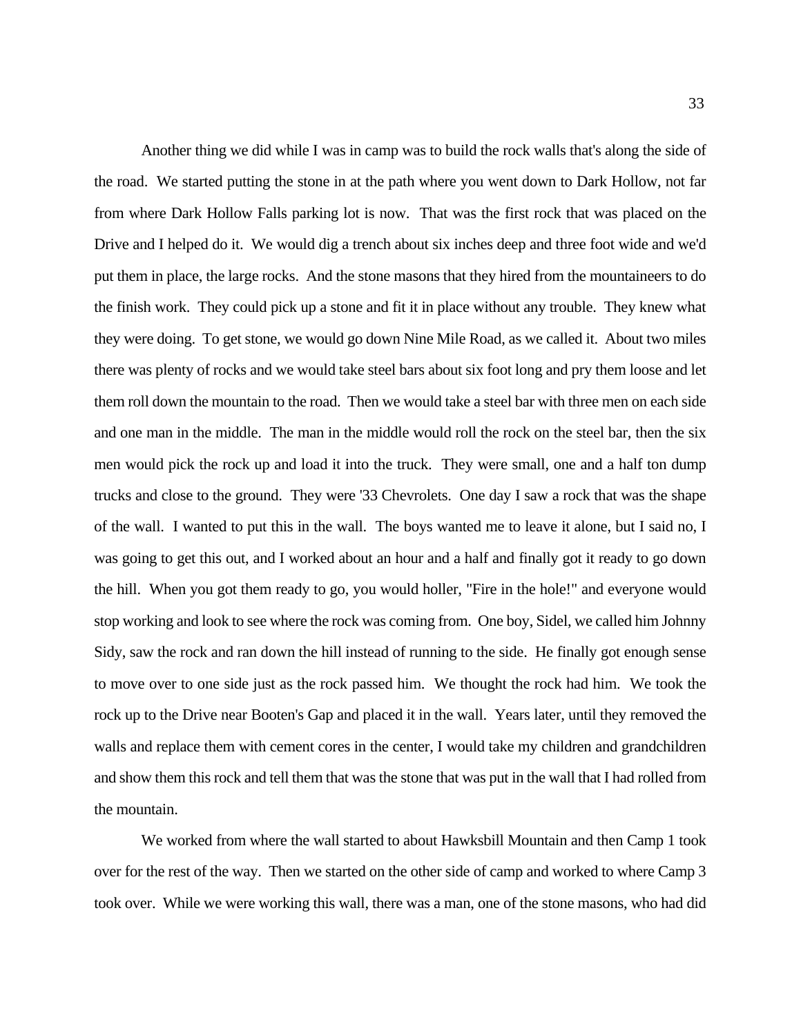Another thing we did while I was in camp was to build the rock walls that's along the side of the road. We started putting the stone in at the path where you went down to Dark Hollow, not far from where Dark Hollow Falls parking lot is now. That was the first rock that was placed on the Drive and I helped do it. We would dig a trench about six inches deep and three foot wide and we'd put them in place, the large rocks. And the stone masons that they hired from the mountaineers to do the finish work. They could pick up a stone and fit it in place without any trouble. They knew what they were doing. To get stone, we would go down Nine Mile Road, as we called it. About two miles there was plenty of rocks and we would take steel bars about six foot long and pry them loose and let them roll down the mountain to the road. Then we would take a steel bar with three men on each side and one man in the middle. The man in the middle would roll the rock on the steel bar, then the six men would pick the rock up and load it into the truck. They were small, one and a half ton dump trucks and close to the ground. They were '33 Chevrolets. One day I saw a rock that was the shape of the wall. I wanted to put this in the wall. The boys wanted me to leave it alone, but I said no, I was going to get this out, and I worked about an hour and a half and finally got it ready to go down the hill. When you got them ready to go, you would holler, "Fire in the hole!" and everyone would stop working and look to see where the rock was coming from. One boy, Sidel, we called him Johnny Sidy, saw the rock and ran down the hill instead of running to the side. He finally got enough sense to move over to one side just as the rock passed him. We thought the rock had him. We took the rock up to the Drive near Booten's Gap and placed it in the wall. Years later, until they removed the walls and replace them with cement cores in the center, I would take my children and grandchildren and show them this rock and tell them that was the stone that was put in the wall that I had rolled from the mountain.

We worked from where the wall started to about Hawksbill Mountain and then Camp 1 took over for the rest of the way. Then we started on the other side of camp and worked to where Camp 3 took over. While we were working this wall, there was a man, one of the stone masons, who had did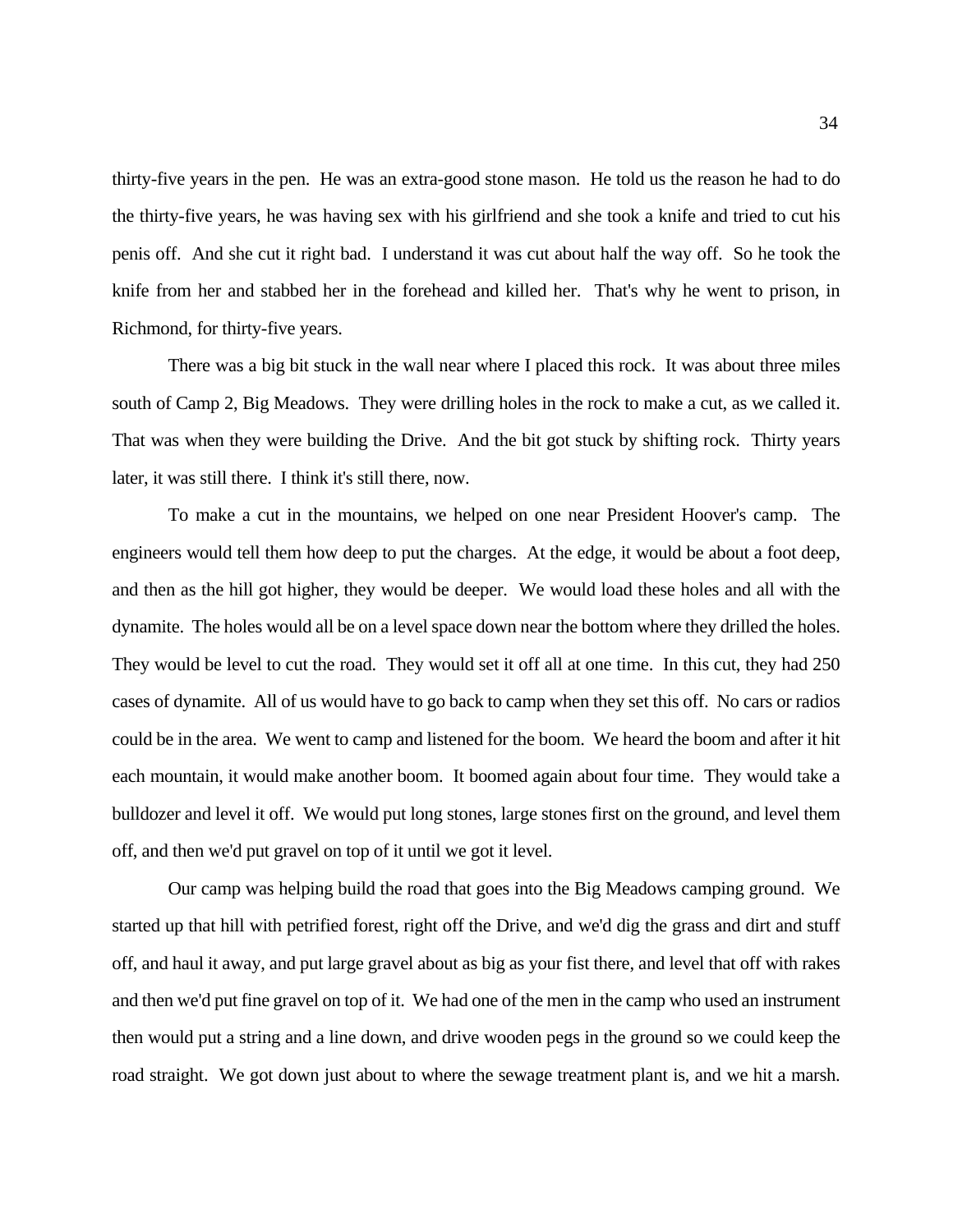thirty-five years in the pen. He was an extra-good stone mason. He told us the reason he had to do the thirty-five years, he was having sex with his girlfriend and she took a knife and tried to cut his penis off. And she cut it right bad. I understand it was cut about half the way off. So he took the knife from her and stabbed her in the forehead and killed her. That's why he went to prison, in Richmond, for thirty-five years.

There was a big bit stuck in the wall near where I placed this rock. It was about three miles south of Camp 2, Big Meadows. They were drilling holes in the rock to make a cut, as we called it. That was when they were building the Drive. And the bit got stuck by shifting rock. Thirty years later, it was still there. I think it's still there, now.

To make a cut in the mountains, we helped on one near President Hoover's camp. The engineers would tell them how deep to put the charges. At the edge, it would be about a foot deep, and then as the hill got higher, they would be deeper. We would load these holes and all with the dynamite. The holes would all be on a level space down near the bottom where they drilled the holes. They would be level to cut the road. They would set it off all at one time. In this cut, they had 250 cases of dynamite. All of us would have to go back to camp when they set this off. No cars or radios could be in the area. We went to camp and listened for the boom. We heard the boom and after it hit each mountain, it would make another boom. It boomed again about four time. They would take a bulldozer and level it off. We would put long stones, large stones first on the ground, and level them off, and then we'd put gravel on top of it until we got it level.

Our camp was helping build the road that goes into the Big Meadows camping ground. We started up that hill with petrified forest, right off the Drive, and we'd dig the grass and dirt and stuff off, and haul it away, and put large gravel about as big as your fist there, and level that off with rakes and then we'd put fine gravel on top of it. We had one of the men in the camp who used an instrument then would put a string and a line down, and drive wooden pegs in the ground so we could keep the road straight. We got down just about to where the sewage treatment plant is, and we hit a marsh.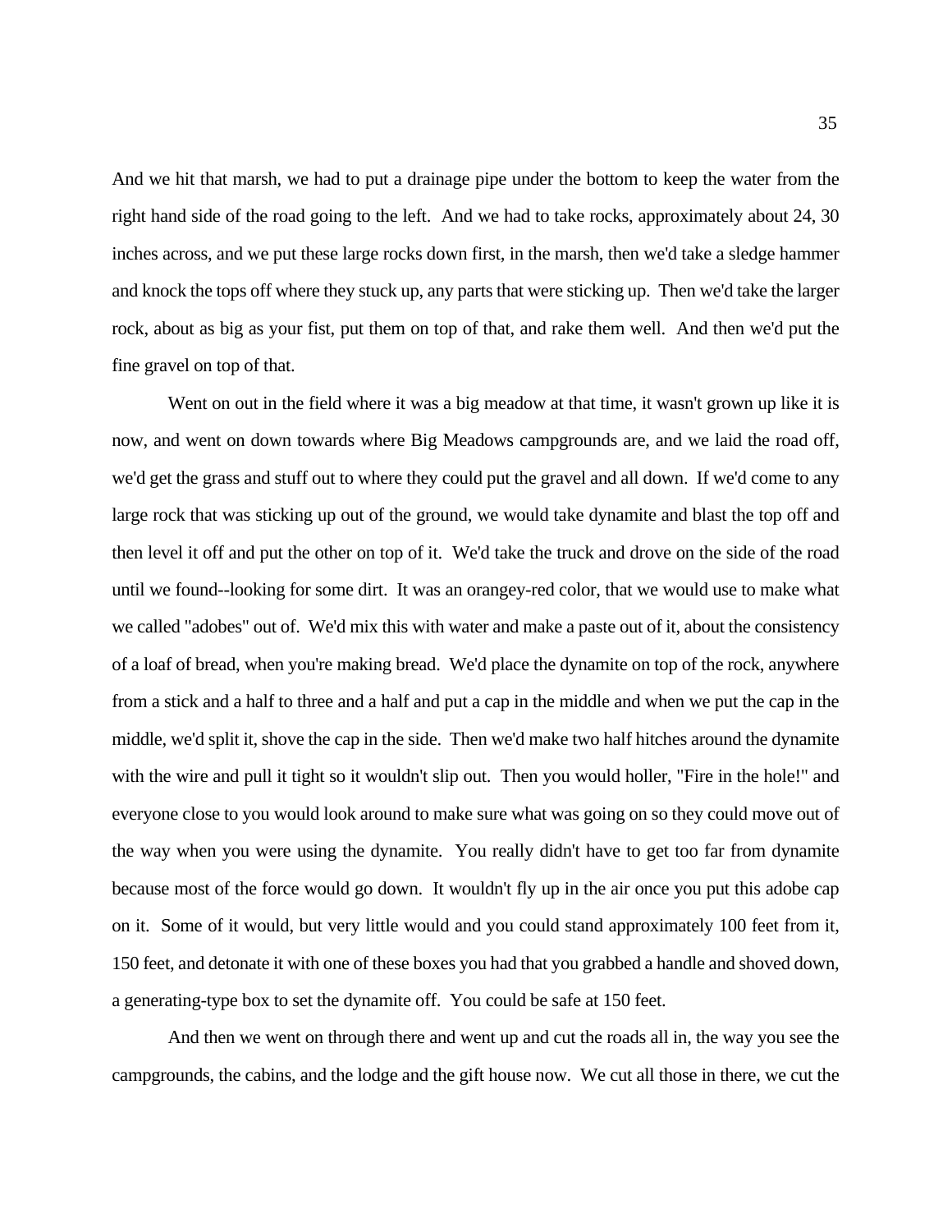And we hit that marsh, we had to put a drainage pipe under the bottom to keep the water from the right hand side of the road going to the left. And we had to take rocks, approximately about 24, 30 inches across, and we put these large rocks down first, in the marsh, then we'd take a sledge hammer and knock the tops off where they stuck up, any parts that were sticking up. Then we'd take the larger rock, about as big as your fist, put them on top of that, and rake them well. And then we'd put the fine gravel on top of that.

Went on out in the field where it was a big meadow at that time, it wasn't grown up like it is now, and went on down towards where Big Meadows campgrounds are, and we laid the road off, we'd get the grass and stuff out to where they could put the gravel and all down. If we'd come to any large rock that was sticking up out of the ground, we would take dynamite and blast the top off and then level it off and put the other on top of it. We'd take the truck and drove on the side of the road until we found--looking for some dirt. It was an orangey-red color, that we would use to make what we called "adobes" out of. We'd mix this with water and make a paste out of it, about the consistency of a loaf of bread, when you're making bread. We'd place the dynamite on top of the rock, anywhere from a stick and a half to three and a half and put a cap in the middle and when we put the cap in the middle, we'd split it, shove the cap in the side. Then we'd make two half hitches around the dynamite with the wire and pull it tight so it wouldn't slip out. Then you would holler, "Fire in the hole!" and everyone close to you would look around to make sure what was going on so they could move out of the way when you were using the dynamite. You really didn't have to get too far from dynamite because most of the force would go down. It wouldn't fly up in the air once you put this adobe cap on it. Some of it would, but very little would and you could stand approximately 100 feet from it, 150 feet, and detonate it with one of these boxes you had that you grabbed a handle and shoved down, a generating-type box to set the dynamite off. You could be safe at 150 feet.

And then we went on through there and went up and cut the roads all in, the way you see the campgrounds, the cabins, and the lodge and the gift house now. We cut all those in there, we cut the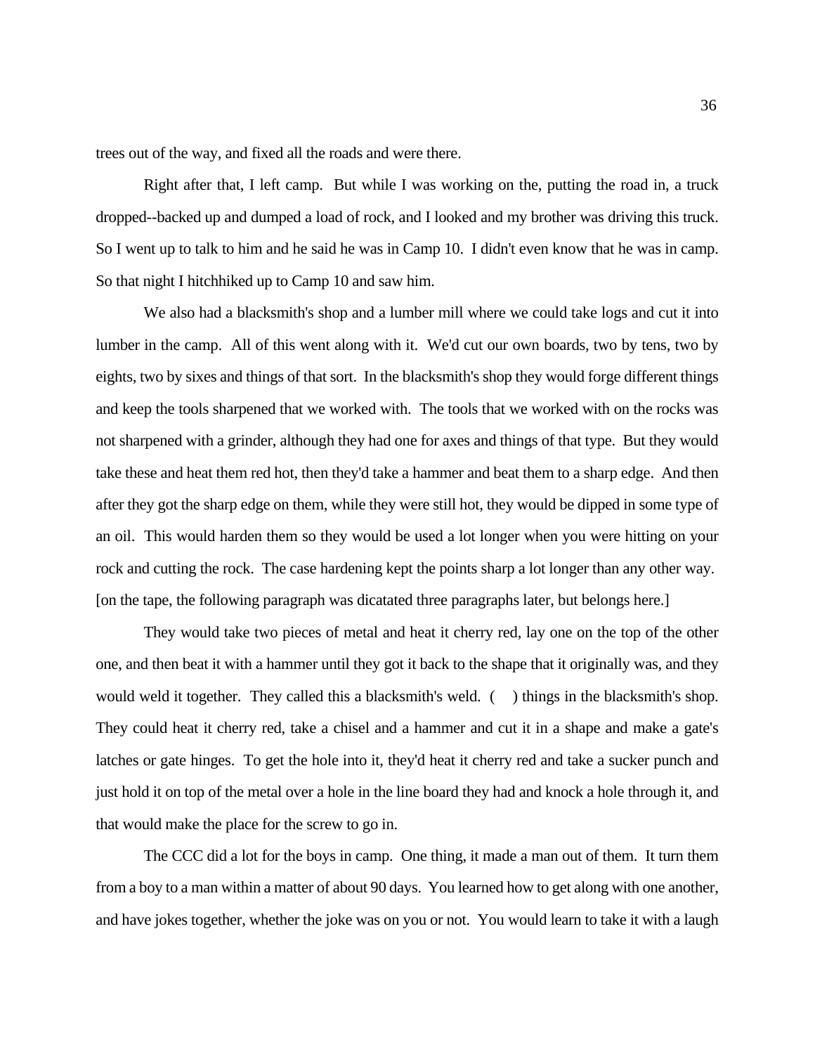trees out of the way, and fixed all the roads and were there.

Right after that, I left camp. But while I was working on the, putting the road in, a truck dropped--backed up and dumped a load of rock, and I looked and my brother was driving this truck. So I went up to talk to him and he said he was in Camp 10. I didn't even know that he was in camp. So that night I hitchhiked up to Camp 10 and saw him.

We also had a blacksmith's shop and a lumber mill where we could take logs and cut it into lumber in the camp. All of this went along with it. We'd cut our own boards, two by tens, two by eights, two by sixes and things of that sort. In the blacksmith's shop they would forge different things and keep the tools sharpened that we worked with. The tools that we worked with on the rocks was not sharpened with a grinder, although they had one for axes and things of that type. But they would take these and heat them red hot, then they'd take a hammer and beat them to a sharp edge. And then after they got the sharp edge on them, while they were still hot, they would be dipped in some type of an oil. This would harden them so they would be used a lot longer when you were hitting on your rock and cutting the rock. The case hardening kept the points sharp a lot longer than any other way. [on the tape, the following paragraph was dicatated three paragraphs later, but belongs here.]

They would take two pieces of metal and heat it cherry red, lay one on the top of the other one, and then beat it with a hammer until they got it back to the shape that it originally was, and they would weld it together. They called this a blacksmith's weld. ( ) things in the blacksmith's shop. They could heat it cherry red, take a chisel and a hammer and cut it in a shape and make a gate's latches or gate hinges. To get the hole into it, they'd heat it cherry red and take a sucker punch and just hold it on top of the metal over a hole in the line board they had and knock a hole through it, and that would make the place for the screw to go in.

The CCC did a lot for the boys in camp. One thing, it made a man out of them. It turn them from a boy to a man within a matter of about 90 days. You learned how to get along with one another, and have jokes together, whether the joke was on you or not. You would learn to take it with a laugh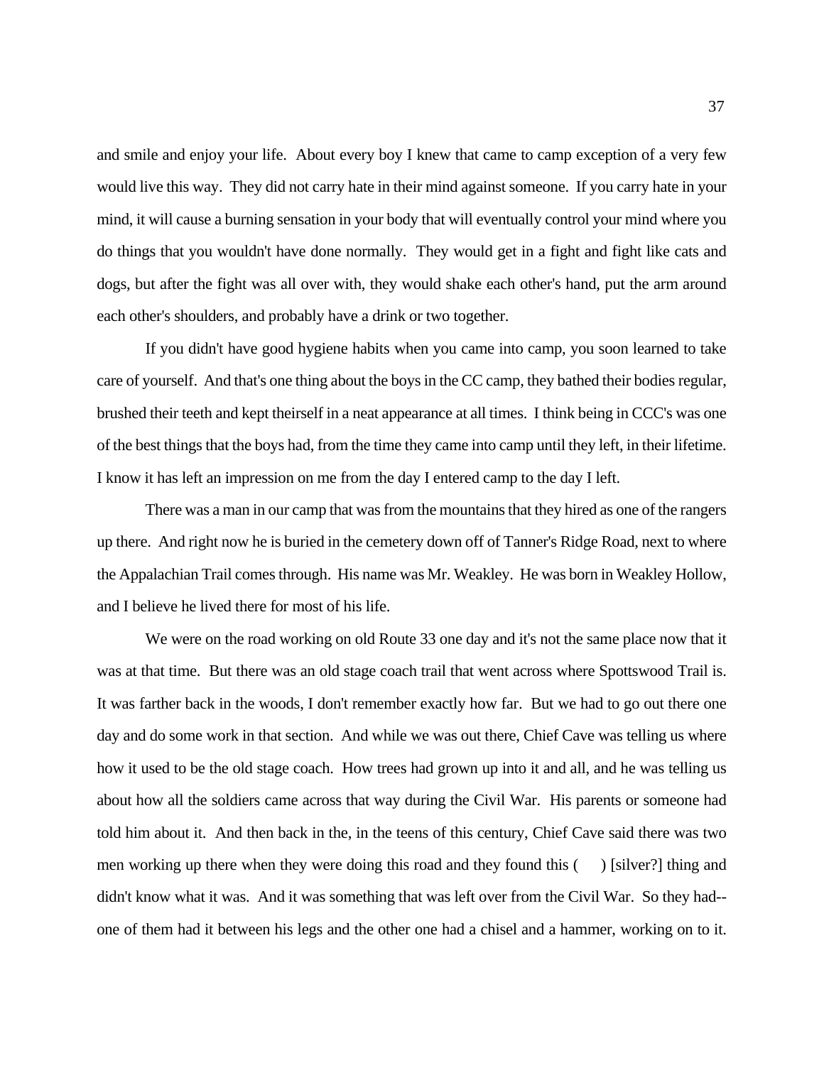and smile and enjoy your life. About every boy I knew that came to camp exception of a very few would live this way. They did not carry hate in their mind against someone. If you carry hate in your mind, it will cause a burning sensation in your body that will eventually control your mind where you do things that you wouldn't have done normally. They would get in a fight and fight like cats and dogs, but after the fight was all over with, they would shake each other's hand, put the arm around each other's shoulders, and probably have a drink or two together.

If you didn't have good hygiene habits when you came into camp, you soon learned to take care of yourself. And that's one thing about the boys in the CC camp, they bathed their bodies regular, brushed their teeth and kept theirself in a neat appearance at all times. I think being in CCC's was one of the best things that the boys had, from the time they came into camp until they left, in their lifetime. I know it has left an impression on me from the day I entered camp to the day I left.

There was a man in our camp that was from the mountains that they hired as one of the rangers up there. And right now he is buried in the cemetery down off of Tanner's Ridge Road, next to where the Appalachian Trail comes through. His name was Mr. Weakley. He was born in Weakley Hollow, and I believe he lived there for most of his life.

We were on the road working on old Route 33 one day and it's not the same place now that it was at that time. But there was an old stage coach trail that went across where Spottswood Trail is. It was farther back in the woods, I don't remember exactly how far. But we had to go out there one day and do some work in that section. And while we was out there, Chief Cave was telling us where how it used to be the old stage coach. How trees had grown up into it and all, and he was telling us about how all the soldiers came across that way during the Civil War. His parents or someone had told him about it. And then back in the, in the teens of this century, Chief Cave said there was two men working up there when they were doing this road and they found this (     ) [silver?] thing and didn't know what it was. And it was something that was left over from the Civil War. So they had--one of them had it between his legs and the other one had a chisel and a hammer, working on to it.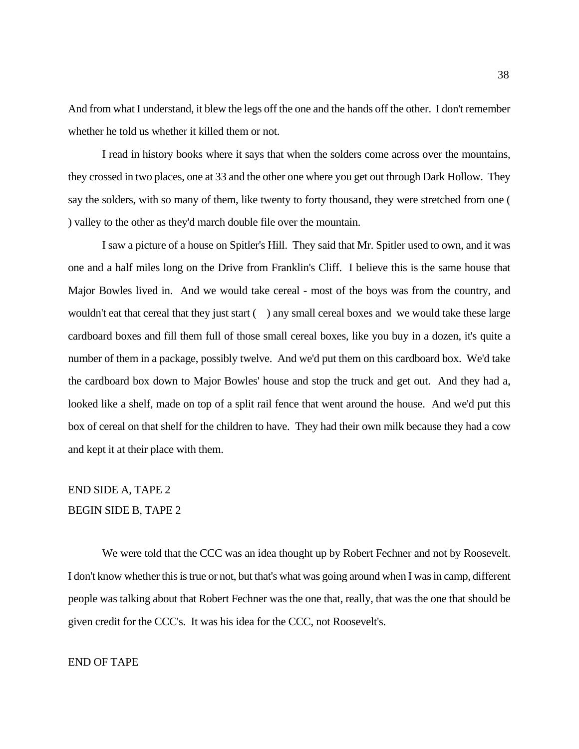And from what I understand, it blew the legs off the one and the hands off the other. I don't remember whether he told us whether it killed them or not.

I read in history books where it says that when the solders come across over the mountains, they crossed in two places, one at 33 and the other one where you get out through Dark Hollow. They say the solders, with so many of them, like twenty to forty thousand, they were stretched from one ( ) valley to the other as they'd march double file over the mountain.

I saw a picture of a house on Spitler's Hill. They said that Mr. Spitler used to own, and it was one and a half miles long on the Drive from Franklin's Cliff. I believe this is the same house that Major Bowles lived in. And we would take cereal - most of the boys was from the country, and wouldn't eat that cereal that they just start ( ) any small cereal boxes and we would take these large cardboard boxes and fill them full of those small cereal boxes, like you buy in a dozen, it's quite a number of them in a package, possibly twelve. And we'd put them on this cardboard box. We'd take the cardboard box down to Major Bowles' house and stop the truck and get out. And they had a, looked like a shelf, made on top of a split rail fence that went around the house. And we'd put this box of cereal on that shelf for the children to have. They had their own milk because they had a cow and kept it at their place with them.

END SIDE A, TAPE 2
BEGIN SIDE B, TAPE 2

We were told that the CCC was an idea thought up by Robert Fechner and not by Roosevelt. I don't know whether this is true or not, but that's what was going around when I was in camp, different people was talking about that Robert Fechner was the one that, really, that was the one that should be given credit for the CCC's. It was his idea for the CCC, not Roosevelt's.

END OF TAPE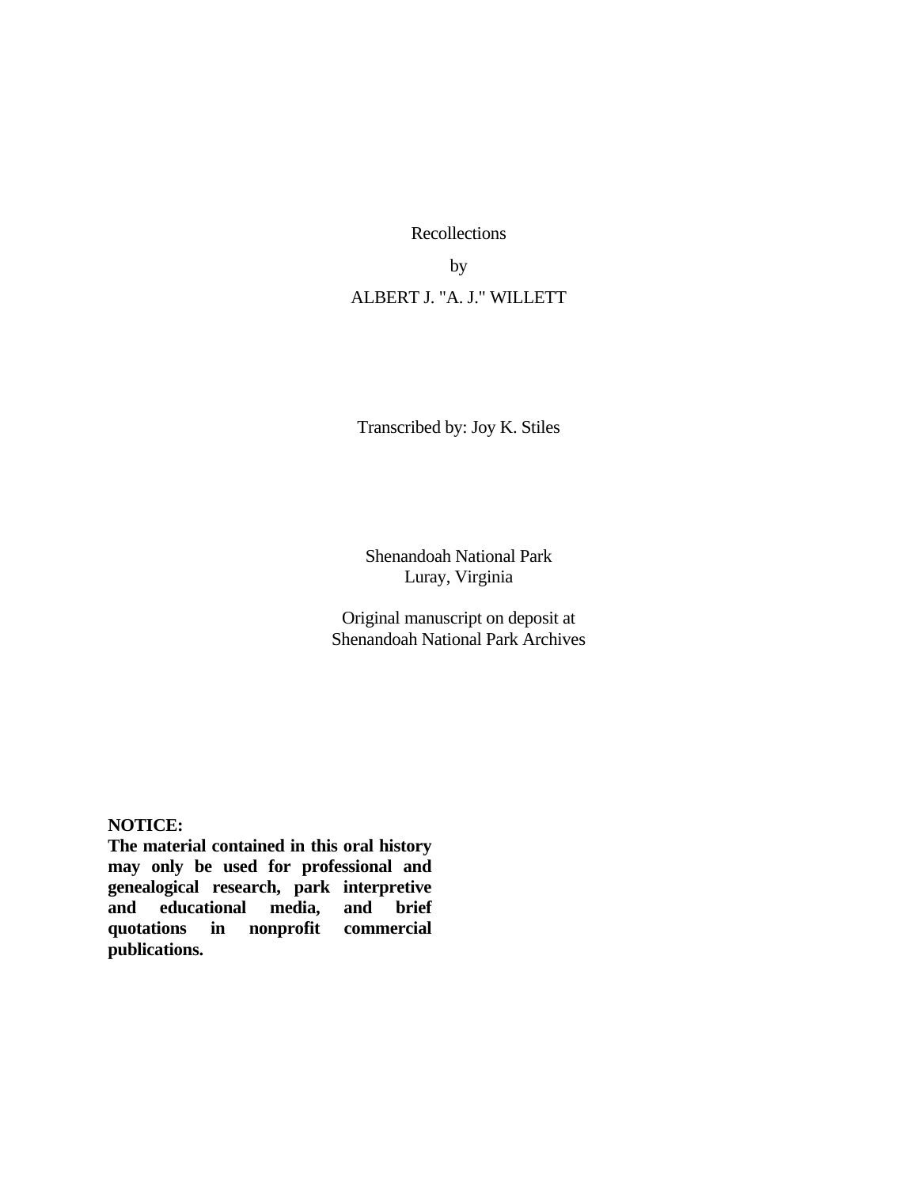Recollections

by

ALBERT J. "A. J." WILLETT

Transcribed by: Joy K. Stiles

Shenandoah National Park
Luray, Virginia

Original manuscript on deposit at
Shenandoah National Park Archives

**NOTICE:**
**The material contained in this oral history may only be used for professional and genealogical research, park interpretive and educational media, and brief quotations in nonprofit commercial publications.**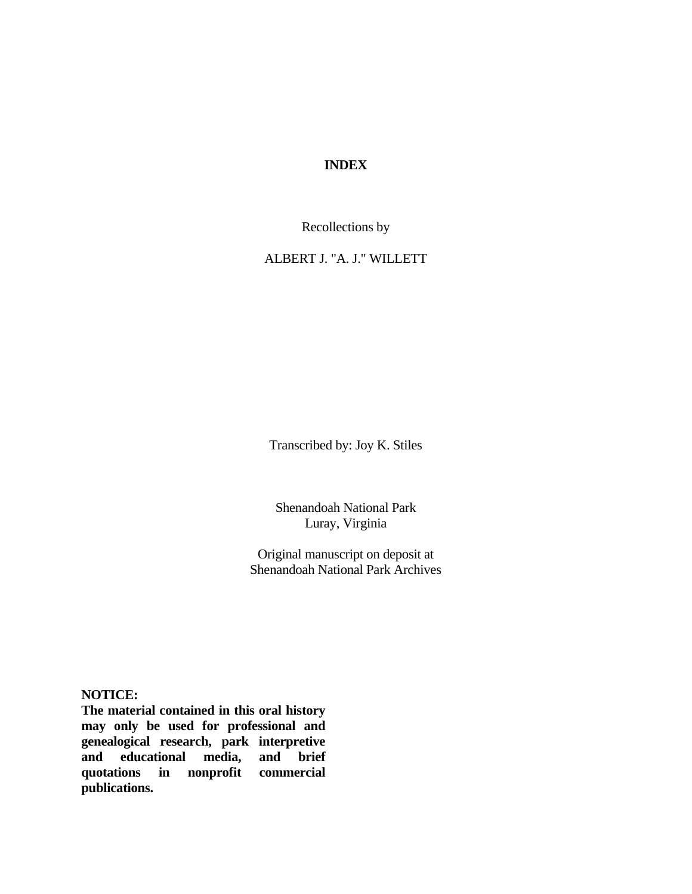# INDEX

Recollections by

ALBERT J. "A. J." WILLETT

Transcribed by: Joy K. Stiles

Shenandoah National Park
Luray, Virginia

Original manuscript on deposit at
Shenandoah National Park Archives

**NOTICE:**
**The material contained in this oral history may only be used for professional and genealogical research, park interpretive and educational media, and brief quotations in nonprofit commercial publications.**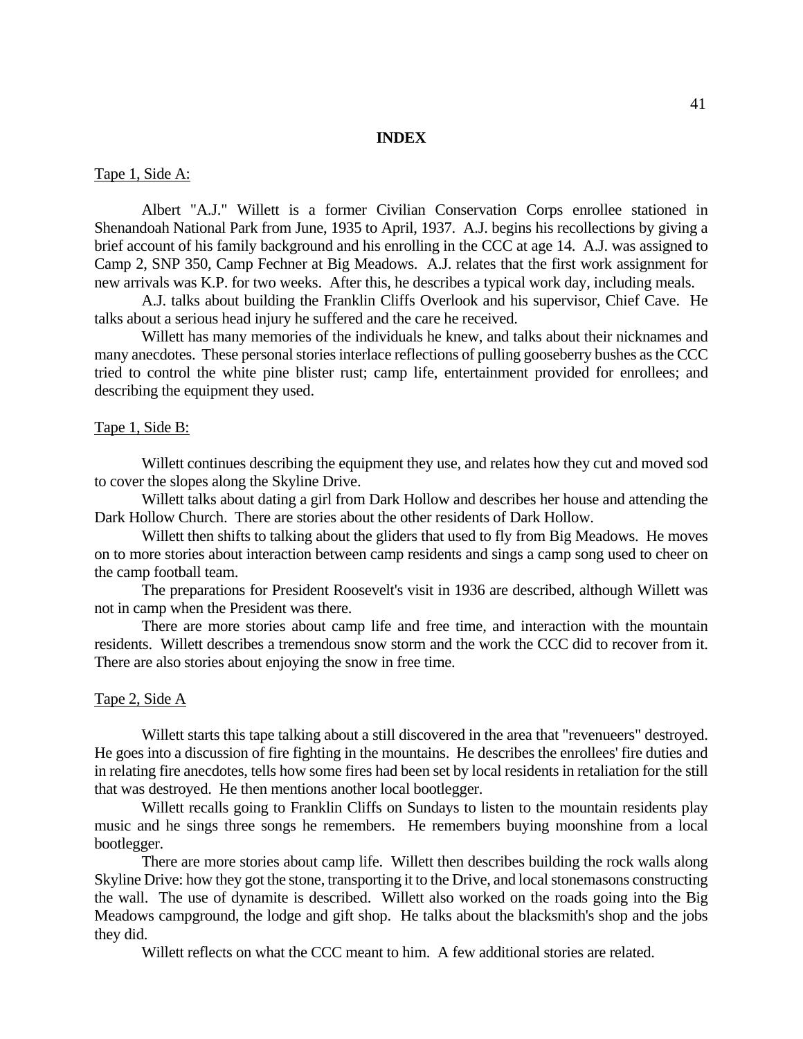# INDEX

Tape 1, Side A:

Albert "A.J." Willett is a former Civilian Conservation Corps enrollee stationed in Shenandoah National Park from June, 1935 to April, 1937. A.J. begins his recollections by giving a brief account of his family background and his enrolling in the CCC at age 14. A.J. was assigned to Camp 2, SNP 350, Camp Fechner at Big Meadows. A.J. relates that the first work assignment for new arrivals was K.P. for two weeks. After this, he describes a typical work day, including meals.

A.J. talks about building the Franklin Cliffs Overlook and his supervisor, Chief Cave. He talks about a serious head injury he suffered and the care he received.

Willett has many memories of the individuals he knew, and talks about their nicknames and many anecdotes. These personal stories interlace reflections of pulling gooseberry bushes as the CCC tried to control the white pine blister rust; camp life, entertainment provided for enrollees; and describing the equipment they used.

Tape 1, Side B:

Willett continues describing the equipment they use, and relates how they cut and moved sod to cover the slopes along the Skyline Drive.

Willett talks about dating a girl from Dark Hollow and describes her house and attending the Dark Hollow Church. There are stories about the other residents of Dark Hollow.

Willett then shifts to talking about the gliders that used to fly from Big Meadows. He moves on to more stories about interaction between camp residents and sings a camp song used to cheer on the camp football team.

The preparations for President Roosevelt's visit in 1936 are described, although Willett was not in camp when the President was there.

There are more stories about camp life and free time, and interaction with the mountain residents. Willett describes a tremendous snow storm and the work the CCC did to recover from it. There are also stories about enjoying the snow in free time.

Tape 2, Side A

Willett starts this tape talking about a still discovered in the area that "revenueers" destroyed. He goes into a discussion of fire fighting in the mountains. He describes the enrollees' fire duties and in relating fire anecdotes, tells how some fires had been set by local residents in retaliation for the still that was destroyed. He then mentions another local bootlegger.

Willett recalls going to Franklin Cliffs on Sundays to listen to the mountain residents play music and he sings three songs he remembers. He remembers buying moonshine from a local bootlegger.

There are more stories about camp life. Willett then describes building the rock walls along Skyline Drive: how they got the stone, transporting it to the Drive, and local stonemasons constructing the wall. The use of dynamite is described. Willett also worked on the roads going into the Big Meadows campground, the lodge and gift shop. He talks about the blacksmith's shop and the jobs they did.

Willett reflects on what the CCC meant to him. A few additional stories are related.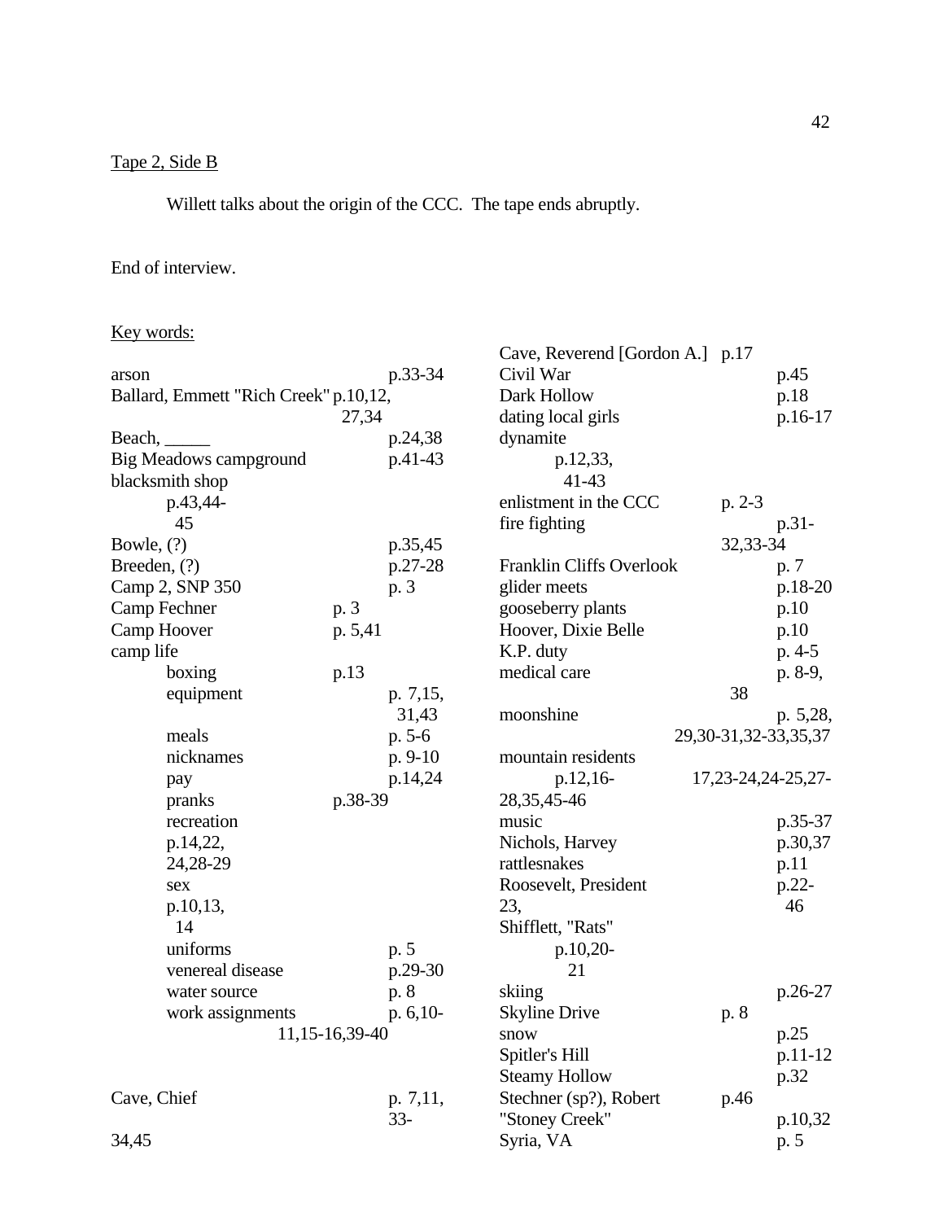Tape 2, Side B

Willett talks about the origin of the CCC. The tape ends abruptly.

End of interview.

Key words:

arson p.33-34
Ballard, Emmett "Rich Creek" p.10,12, 27,34
Beach, _____ p.24,38
Big Meadows campground p.41-43
blacksmith shop p.43,44-45
Bowle, (?) p.35,45
Breeden, (?) p.27-28
Camp 2, SNP 350 p. 3
Camp Fechner p. 3
Camp Hoover p. 5,41
camp life
- boxing p.13
- equipment p. 7,15, 31,43
- meals p. 5-6
- nicknames p. 9-10
- pay p.14,24
- pranks p.38-39
- recreation p.14,22, 24,28-29
- sex p.10,13, 14
- uniforms p. 5
- venereal disease p.29-30
- water source p. 8
- work assignments p. 6,10-11,15-16,39-40

Cave, Chief p. 7,11, 33-34,45
Cave, Reverend [Gordon A.] p.17
Civil War p.45
Dark Hollow p.18
dating local girls p.16-17
dynamite p.12,33, 41-43
enlistment in the CCC p. 2-3
fire fighting p.31-32,33-34
Franklin Cliffs Overlook p. 7
glider meets p.18-20
gooseberry plants p.10
Hoover, Dixie Belle p.10
K.P. duty p. 4-5
medical care p. 8-9, 38
moonshine p. 5,28, 29,30-31,32-33,35,37
mountain residents p.12,16-17,23-24,24-25,27-28,35,45-46
music p.35-37
Nichols, Harvey p.30,37
rattlesnakes p.11
Roosevelt, President p.22-23, 46
Shifflett, "Rats" p.10,20-21
skiing p.26-27
Skyline Drive p. 8
snow p.25
Spitler's Hill p.11-12
Steamy Hollow p.32
Stechner (sp?), Robert p.46
"Stoney Creek" p.10,32
Syria, VA p. 5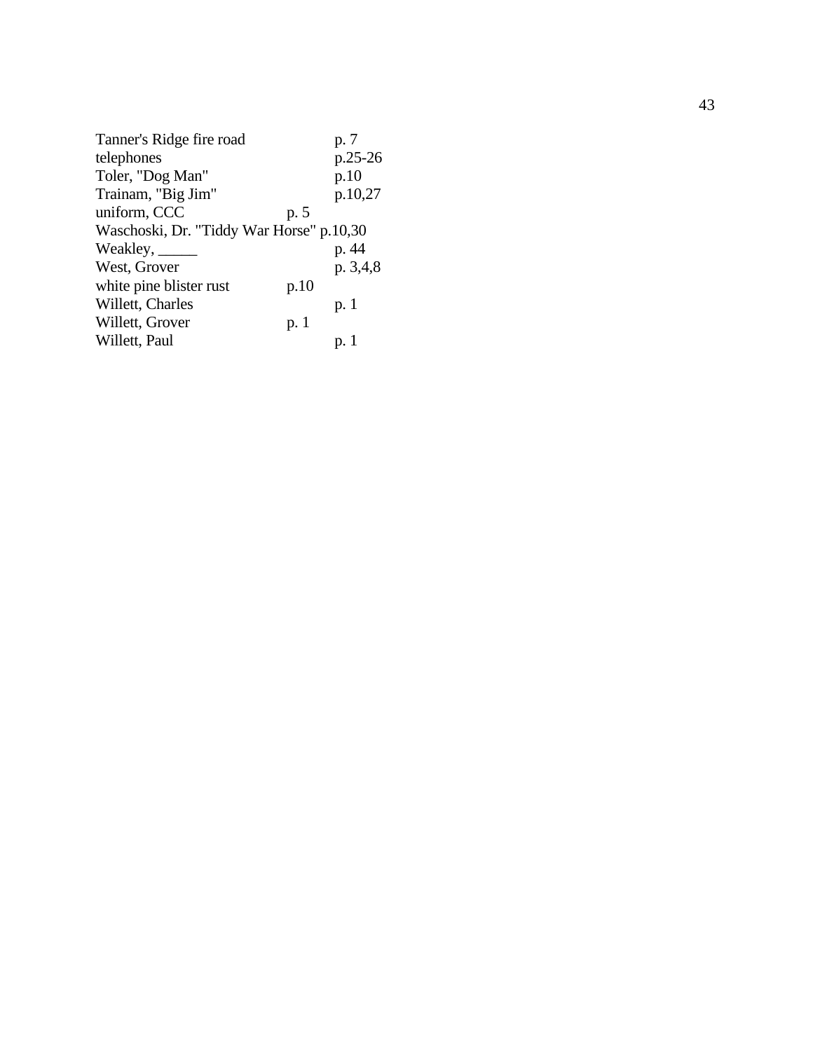Tanner's Ridge fire road p. 7
telephones p.25-26
Toler, "Dog Man" p.10
Trainam, "Big Jim" p.10,27
uniform, CCC p. 5
Waschoski, Dr. "Tiddy War Horse" p.10,30
Weakley, _____ p. 44
West, Grover p. 3,4,8
white pine blister rust p.10
Willett, Charles p. 1
Willett, Grover p. 1
Willett, Paul p. 1